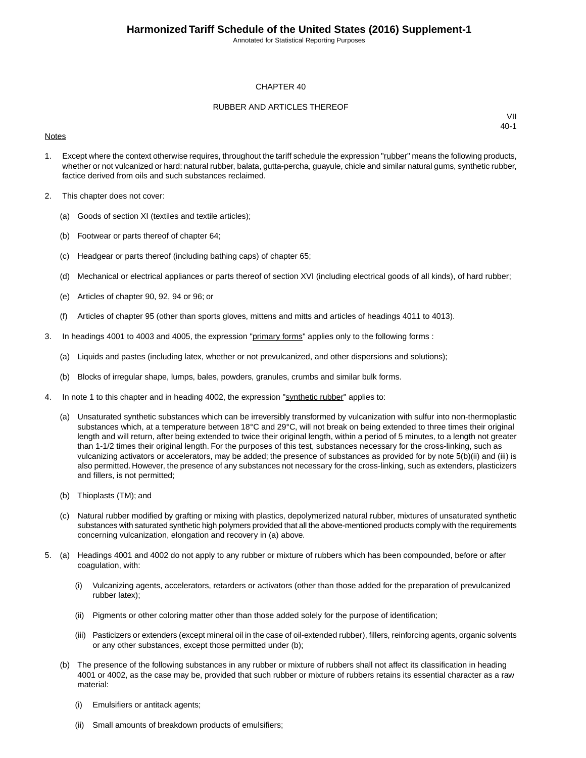# Harmonized Tariff Schedule of the United States (2016) Supplement-1

Annotated for Statistical Reporting Purposes

## CHAPTER 40

## RUBBER AND ARTICLES THEREOF

VII
40-1

Notes

1. Except where the context otherwise requires, throughout the tariff schedule the expression "rubber" means the following products, whether or not vulcanized or hard: natural rubber, balata, gutta-percha, guayule, chicle and similar natural gums, synthetic rubber, factice derived from oils and such substances reclaimed.

2. This chapter does not cover:

   (a) Goods of section XI (textiles and textile articles);

   (b) Footwear or parts thereof of chapter 64;

   (c) Headgear or parts thereof (including bathing caps) of chapter 65;

   (d) Mechanical or electrical appliances or parts thereof of section XVI (including electrical goods of all kinds), of hard rubber;

   (e) Articles of chapter 90, 92, 94 or 96; or

   (f) Articles of chapter 95 (other than sports gloves, mittens and mitts and articles of headings 4011 to 4013).

3. In headings 4001 to 4003 and 4005, the expression "primary forms" applies only to the following forms :

   (a) Liquids and pastes (including latex, whether or not prevulcanized, and other dispersions and solutions);

   (b) Blocks of irregular shape, lumps, bales, powders, granules, crumbs and similar bulk forms.

4. In note 1 to this chapter and in heading 4002, the expression "synthetic rubber" applies to:

   (a) Unsaturated synthetic substances which can be irreversibly transformed by vulcanization with sulfur into non-thermoplastic substances which, at a temperature between 18°C and 29°C, will not break on being extended to three times their original length and will return, after being extended to twice their original length, within a period of 5 minutes, to a length not greater than 1-1/2 times their original length. For the purposes of this test, substances necessary for the cross-linking, such as vulcanizing activators or accelerators, may be added; the presence of substances as provided for by note 5(b)(ii) and (iii) is also permitted. However, the presence of any substances not necessary for the cross-linking, such as extenders, plasticizers and fillers, is not permitted;

   (b) Thioplasts (TM); and

   (c) Natural rubber modified by grafting or mixing with plastics, depolymerized natural rubber, mixtures of unsaturated synthetic substances with saturated synthetic high polymers provided that all the above-mentioned products comply with the requirements concerning vulcanization, elongation and recovery in (a) above.

5. (a) Headings 4001 and 4002 do not apply to any rubber or mixture of rubbers which has been compounded, before or after coagulation, with:

      (i) Vulcanizing agents, accelerators, retarders or activators (other than those added for the preparation of prevulcanized rubber latex);

      (ii) Pigments or other coloring matter other than those added solely for the purpose of identification;

      (iii) Pasticizers or extenders (except mineral oil in the case of oil-extended rubber), fillers, reinforcing agents, organic solvents or any other substances, except those permitted under (b);

   (b) The presence of the following substances in any rubber or mixture of rubbers shall not affect its classification in heading 4001 or 4002, as the case may be, provided that such rubber or mixture of rubbers retains its essential character as a raw material:

      (i) Emulsifiers or antitack agents;

      (ii) Small amounts of breakdown products of emulsifiers;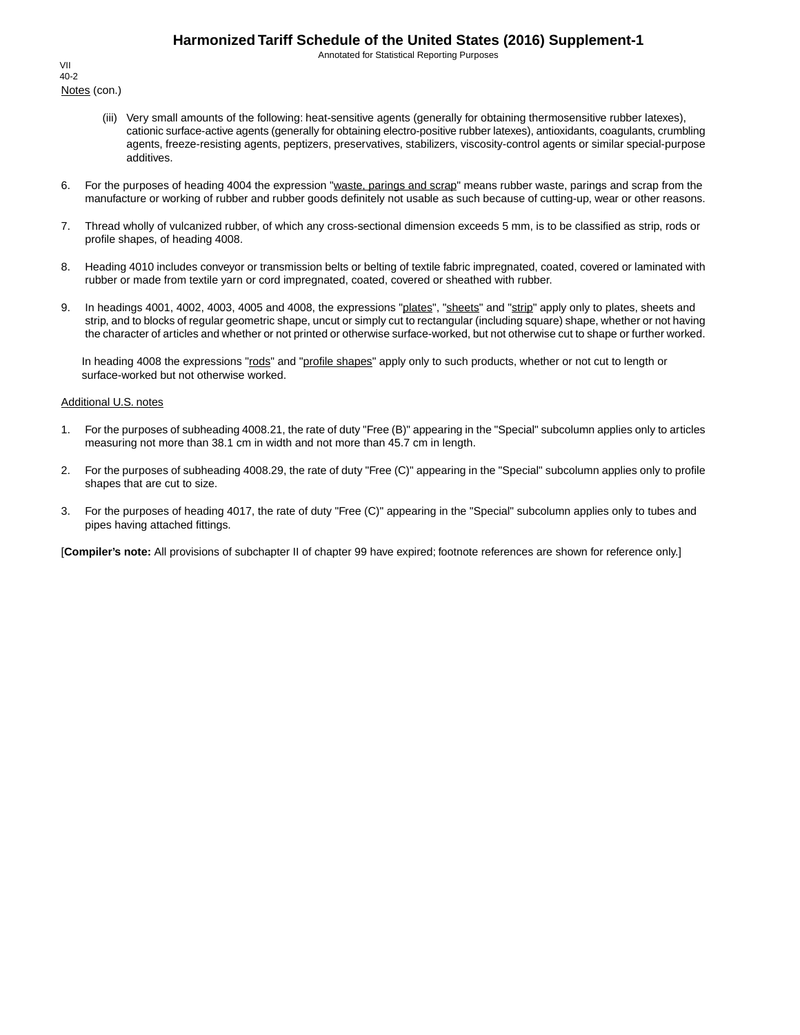Notes (con.)

(iii) Very small amounts of the following: heat-sensitive agents (generally for obtaining thermosensitive rubber latexes), cationic surface-active agents (generally for obtaining electro-positive rubber latexes), antioxidants, coagulants, crumbling agents, freeze-resisting agents, peptizers, preservatives, stabilizers, viscosity-control agents or similar special-purpose additives.

6. For the purposes of heading 4004 the expression "waste, parings and scrap" means rubber waste, parings and scrap from the manufacture or working of rubber and rubber goods definitely not usable as such because of cutting-up, wear or other reasons.

7. Thread wholly of vulcanized rubber, of which any cross-sectional dimension exceeds 5 mm, is to be classified as strip, rods or profile shapes, of heading 4008.

8. Heading 4010 includes conveyor or transmission belts or belting of textile fabric impregnated, coated, covered or laminated with rubber or made from textile yarn or cord impregnated, coated, covered or sheathed with rubber.

9. In headings 4001, 4002, 4003, 4005 and 4008, the expressions "plates", "sheets" and "strip" apply only to plates, sheets and strip, and to blocks of regular geometric shape, uncut or simply cut to rectangular (including square) shape, whether or not having the character of articles and whether or not printed or otherwise surface-worked, but not otherwise cut to shape or further worked.

   In heading 4008 the expressions "rods" and "profile shapes" apply only to such products, whether or not cut to length or surface-worked but not otherwise worked.

Additional U.S. notes

1. For the purposes of subheading 4008.21, the rate of duty "Free (B)" appearing in the "Special" subcolumn applies only to articles measuring not more than 38.1 cm in width and not more than 45.7 cm in length.

2. For the purposes of subheading 4008.29, the rate of duty "Free (C)" appearing in the "Special" subcolumn applies only to profile shapes that are cut to size.

3. For the purposes of heading 4017, the rate of duty "Free (C)" appearing in the "Special" subcolumn applies only to tubes and pipes having attached fittings.

[**Compiler's note:** All provisions of subchapter II of chapter 99 have expired; footnote references are shown for reference only.]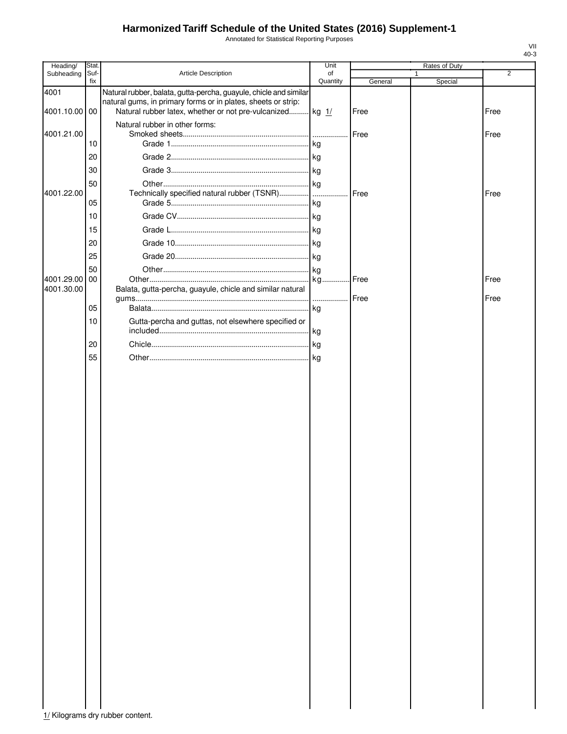# Harmonized Tariff Schedule of the United States (2016) Supplement-1

Annotated for Statistical Reporting Purposes

VII
40-3

| Heading/ Subheading | Stat. Suf-fix | Article Description | Unit of Quantity | Rates of Duty 1 General | Rates of Duty 1 Special | Rates of Duty 2 |
|---|---|---|---|---|---|---|
| 4001 | | Natural rubber, balata, gutta-percha, guayule, chicle and similar natural gums, in primary forms or in plates, sheets or strip: | | | | |
| 4001.10.00 | 00 | Natural rubber latex, whether or not pre-vulcanized | kg 1/ | Free | | Free |
| | | Natural rubber in other forms: | | | | |
| 4001.21.00 | | Smoked sheets | | Free | | Free |
| | 10 | Grade 1 | kg | | | |
| | 20 | Grade 2 | kg | | | |
| | 30 | Grade 3 | kg | | | |
| | 50 | Other | kg | | | |
| 4001.22.00 | | Technically specified natural rubber (TSNR) | | Free | | Free |
| | 05 | Grade 5 | kg | | | |
| | 10 | Grade CV | kg | | | |
| | 15 | Grade L | kg | | | |
| | 20 | Grade 10 | kg | | | |
| | 25 | Grade 20 | kg | | | |
| | 50 | Other | kg | | | |
| 4001.29.00 | 00 | Other | kg | Free | | Free |
| 4001.30.00 | | Balata, gutta-percha, guayule, chicle and similar natural gums | | Free | | Free |
| | 05 | Balata | kg | | | |
| | 10 | Gutta-percha and guttas, not elsewhere specified or included | kg | | | |
| | 20 | Chicle | kg | | | |
| | 55 | Other | kg | | | |

1/ Kilograms dry rubber content.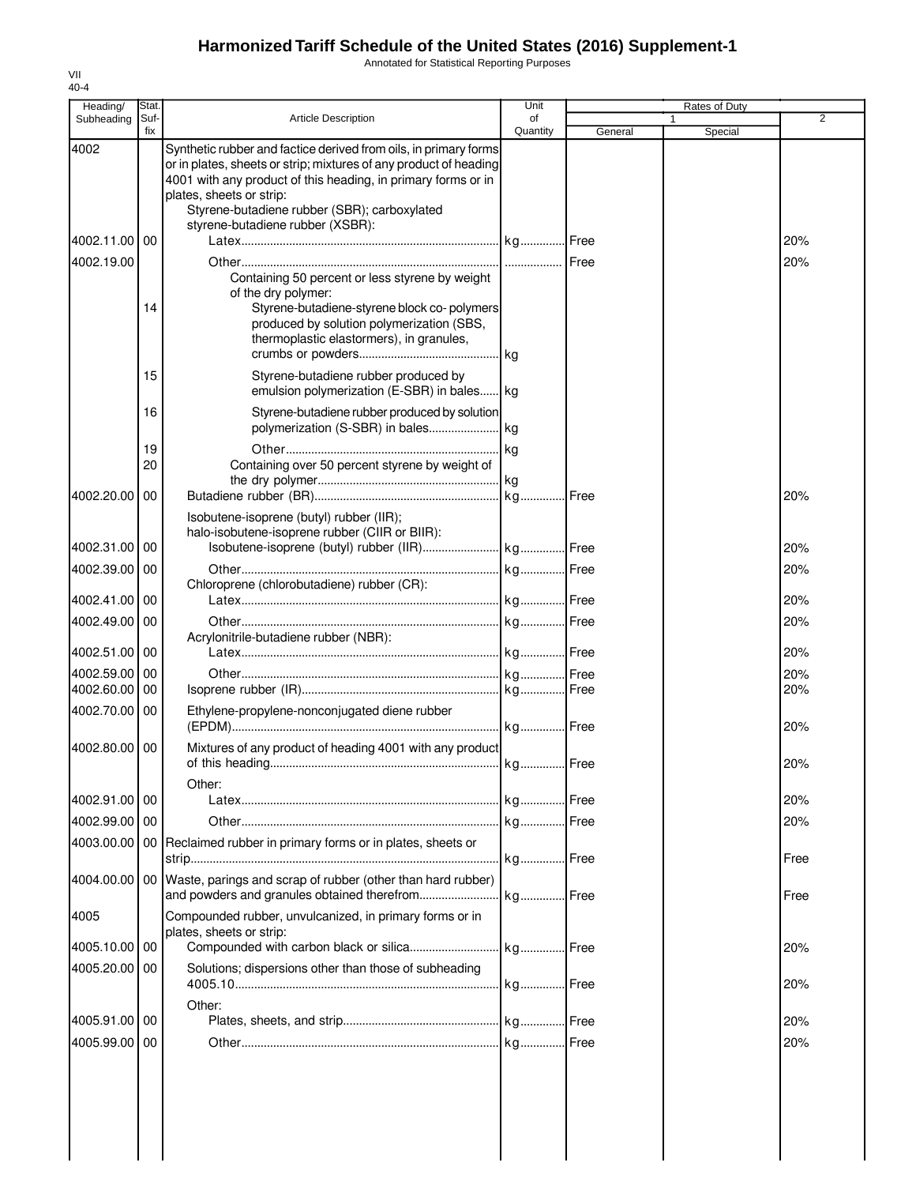# Harmonized Tariff Schedule of the United States (2016) Supplement-1

Annotated for Statistical Reporting Purposes

VII
40-4

| Heading/ Subheading | Stat. Suf-fix | Article Description | Unit of Quantity | Rates of Duty | | |
|---|---|---|---|---|---|---|
| | | | | 1 | | 2 |
| | | | | General | Special | |
| 4002 | | Synthetic rubber and factice derived from oils, in primary forms or in plates, sheets or strip; mixtures of any product of heading 4001 with any product of this heading, in primary forms or in plates, sheets or strip: | | | | |
| | | Styrene-butadiene rubber (SBR); carboxylated styrene-butadiene rubber (XSBR): | | | | |
| 4002.11.00 | 00 | Latex | kg | Free | | 20% |
| 4002.19.00 | | Other | | Free | | 20% |
| | | Containing 50 percent or less styrene by weight of the dry polymer: | | | | |
| | 14 | Styrene-butadiene-styrene block co- polymers produced by solution polymerization (SBS, thermoplastic elastormers), in granules, crumbs or powders | kg | | | |
| | 15 | Styrene-butadiene rubber produced by emulsion polymerization (E-SBR) in bales | kg | | | |
| | 16 | Styrene-butadiene rubber produced by solution polymerization (S-SBR) in bales | kg | | | |
| | 19 | Other | kg | | | |
| | 20 | Containing over 50 percent styrene by weight of the dry polymer | kg | | | |
| 4002.20.00 | 00 | Butadiene rubber (BR) | kg | Free | | 20% |
| | | Isobutene-isoprene (butyl) rubber (IIR); halo-isobutene-isoprene rubber (CIIR or BIIR): | | | | |
| 4002.31.00 | 00 | Isobutene-isoprene (butyl) rubber (IIR) | kg | Free | | 20% |
| 4002.39.00 | 00 | Other | kg | Free | | 20% |
| | | Chloroprene (chlorobutadiene) rubber (CR): | | | | |
| 4002.41.00 | 00 | Latex | kg | Free | | 20% |
| 4002.49.00 | 00 | Other | kg | Free | | 20% |
| | | Acrylonitrile-butadiene rubber (NBR): | | | | |
| 4002.51.00 | 00 | Latex | kg | Free | | 20% |
| 4002.59.00 | 00 | Other | kg | Free | | 20% |
| 4002.60.00 | 00 | Isoprene rubber (IR) | kg | Free | | 20% |
| 4002.70.00 | 00 | Ethylene-propylene-nonconjugated diene rubber (EPDM) | kg | Free | | 20% |
| 4002.80.00 | 00 | Mixtures of any product of heading 4001 with any product of this heading | kg | Free | | 20% |
| | | Other: | | | | |
| 4002.91.00 | 00 | Latex | kg | Free | | 20% |
| 4002.99.00 | 00 | Other | kg | Free | | 20% |
| 4003.00.00 | 00 | Reclaimed rubber in primary forms or in plates, sheets or strip | kg | Free | | Free |
| 4004.00.00 | 00 | Waste, parings and scrap of rubber (other than hard rubber) and powders and granules obtained therefrom | kg | Free | | Free |
| 4005 | | Compounded rubber, unvulcanized, in primary forms or in plates, sheets or strip: | | | | |
| 4005.10.00 | 00 | Compounded with carbon black or silica | kg | Free | | 20% |
| 4005.20.00 | 00 | Solutions; dispersions other than those of subheading 4005.10 | kg | Free | | 20% |
| | | Other: | | | | |
| 4005.91.00 | 00 | Plates, sheets, and strip | kg | Free | | 20% |
| 4005.99.00 | 00 | Other | kg | Free | | 20% |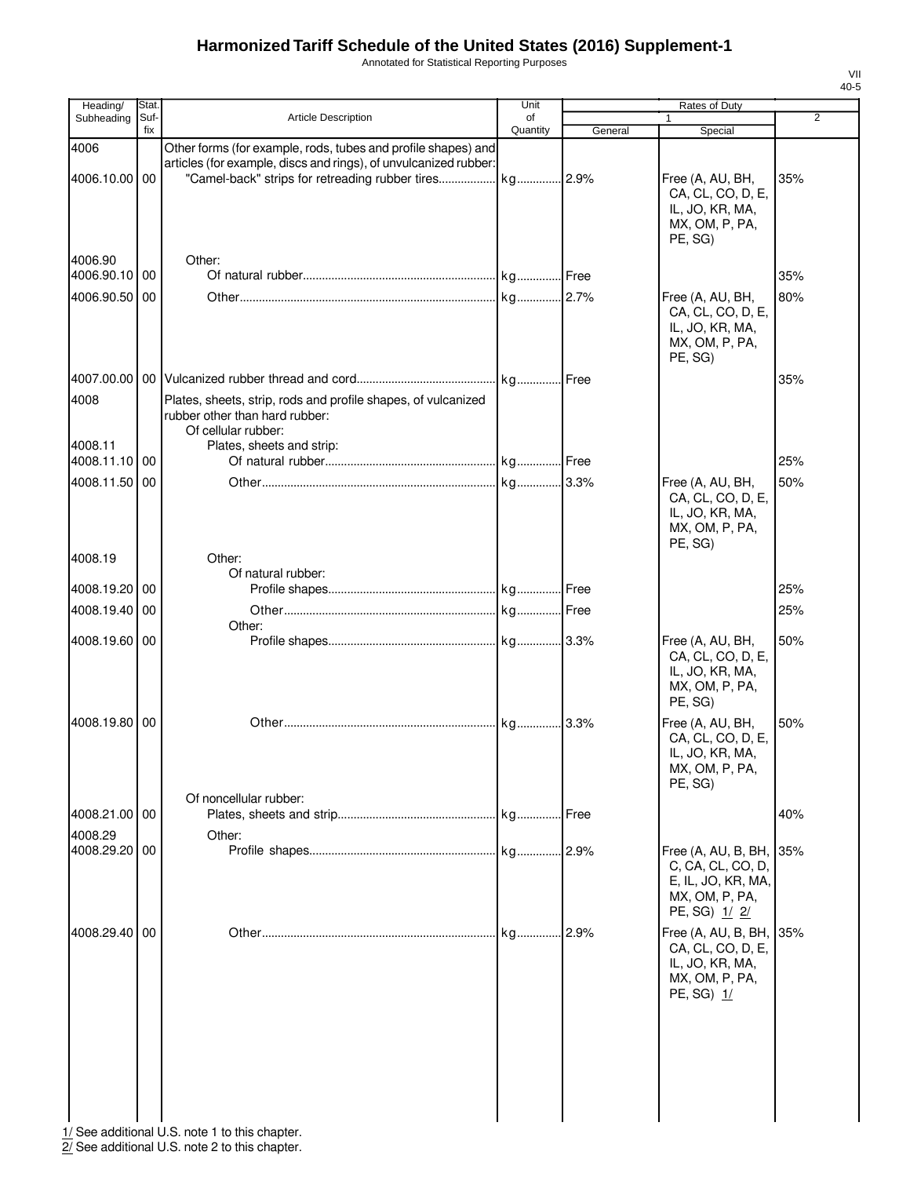# Harmonized Tariff Schedule of the United States (2016) Supplement-1

Annotated for Statistical Reporting Purposes

VII
40-5

| Heading/ Subheading | Stat. Suf-fix | Article Description | Unit of Quantity | Rates of Duty 1 General | Rates of Duty 1 Special | Rates of Duty 2 |
|---|---|---|---|---|---|---|
| 4006 | | Other forms (for example, rods, tubes and profile shapes) and articles (for example, discs and rings), of unvulcanized rubber: | | | | |
| 4006.10.00 | 00 | "Camel-back" strips for retreading rubber tires | kg | 2.9% | Free (A, AU, BH, CA, CL, CO, D, E, IL, JO, KR, MA, MX, OM, P, PA, PE, SG) | 35% |
| 4006.90 | | Other: | | | | |
| 4006.90.10 | 00 | Of natural rubber | kg | Free | | 35% |
| 4006.90.50 | 00 | Other | kg | 2.7% | Free (A, AU, BH, CA, CL, CO, D, E, IL, JO, KR, MA, MX, OM, P, PA, PE, SG) | 80% |
| 4007.00.00 | 00 | Vulcanized rubber thread and cord | kg | Free | | 35% |
| 4008 | | Plates, sheets, strip, rods and profile shapes, of vulcanized rubber other than hard rubber: | | | | |
| | | Of cellular rubber: | | | | |
| 4008.11 | | Plates, sheets and strip: | | | | |
| 4008.11.10 | 00 | Of natural rubber | kg | Free | | 25% |
| 4008.11.50 | 00 | Other | kg | 3.3% | Free (A, AU, BH, CA, CL, CO, D, E, IL, JO, KR, MA, MX, OM, P, PA, PE, SG) | 50% |
| 4008.19 | | Other: | | | | |
| | | Of natural rubber: | | | | |
| 4008.19.20 | 00 | Profile shapes | kg | Free | | 25% |
| 4008.19.40 | 00 | Other | kg | Free | | 25% |
| | | Other: | | | | |
| 4008.19.60 | 00 | Profile shapes | kg | 3.3% | Free (A, AU, BH, CA, CL, CO, D, E, IL, JO, KR, MA, MX, OM, P, PA, PE, SG) | 50% |
| 4008.19.80 | 00 | Other | kg | 3.3% | Free (A, AU, BH, CA, CL, CO, D, E, IL, JO, KR, MA, MX, OM, P, PA, PE, SG) | 50% |
| | | Of noncellular rubber: | | | | |
| 4008.21.00 | 00 | Plates, sheets and strip | kg | Free | | 40% |
| 4008.29 | | Other: | | | | |
| 4008.29.20 | 00 | Profile shapes | kg | 2.9% | Free (A, AU, B, BH, C, CA, CL, CO, D, E, IL, JO, KR, MA, MX, OM, P, PA, PE, SG) 1/ 2/ | 35% |
| 4008.29.40 | 00 | Other | kg | 2.9% | Free (A, AU, B, BH, CA, CL, CO, D, E, IL, JO, KR, MA, MX, OM, P, PA, PE, SG) 1/ | 35% |

1/ See additional U.S. note 1 to this chapter.
2/ See additional U.S. note 2 to this chapter.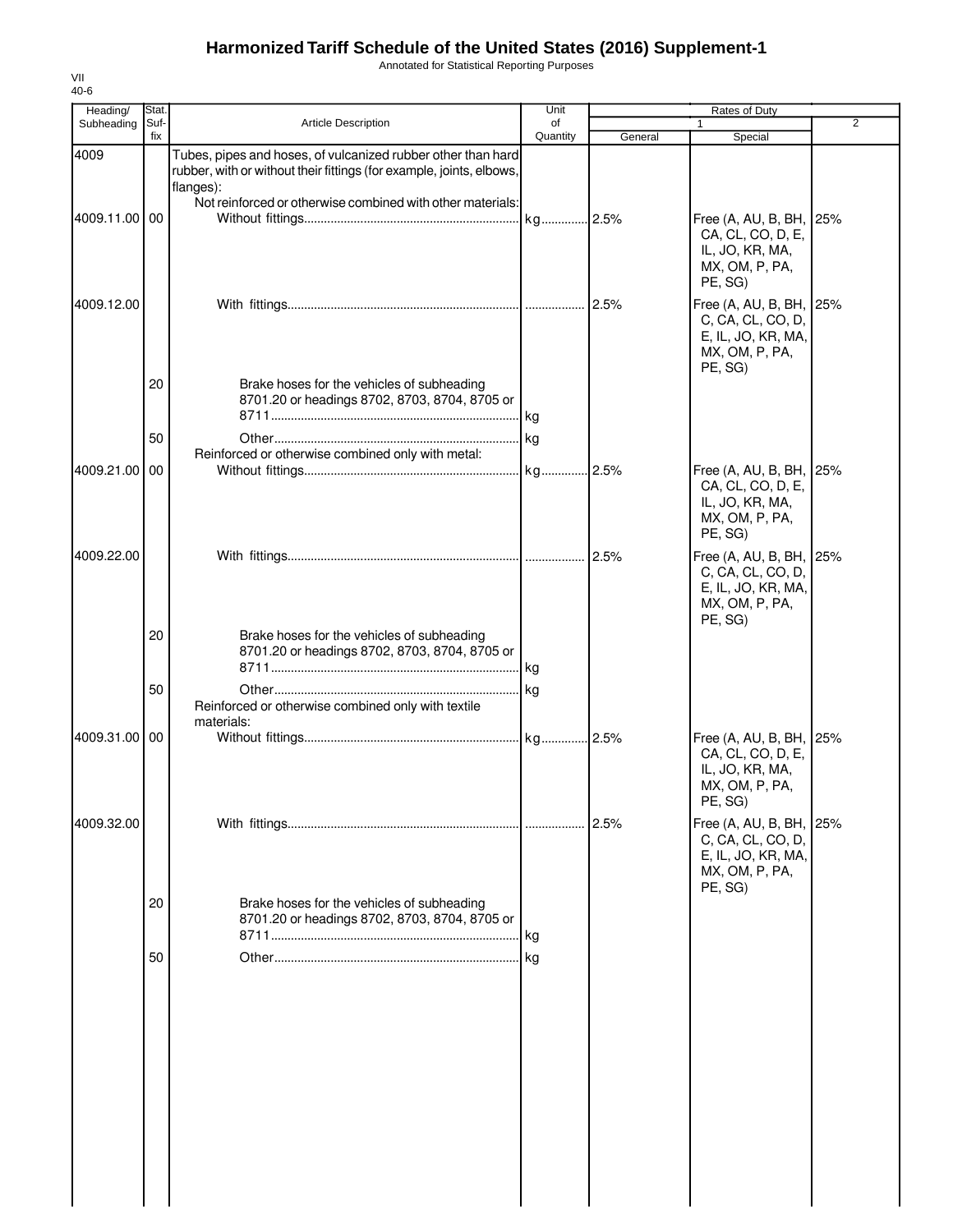# Harmonized Tariff Schedule of the United States (2016) Supplement-1

Annotated for Statistical Reporting Purposes

VII
40-6

| Heading/ Subheading | Stat. Suf-fix | Article Description | Unit of Quantity | Rates of Duty 1 General | Rates of Duty 1 Special | Rates of Duty 2 |
|---|---|---|---|---|---|---|
| 4009 | | Tubes, pipes and hoses, of vulcanized rubber other than hard rubber, with or without their fittings (for example, joints, elbows, flanges): | | | | |
| | | Not reinforced or otherwise combined with other materials: | | | | |
| 4009.11.00 | 00 | Without fittings | kg | 2.5% | Free (A, AU, B, BH, CA, CL, CO, D, E, IL, JO, KR, MA, MX, OM, P, PA, PE, SG) | 25% |
| 4009.12.00 | | With fittings | | 2.5% | Free (A, AU, B, BH, C, CA, CL, CO, D, E, IL, JO, KR, MA, MX, OM, P, PA, PE, SG) | 25% |
| | 20 | Brake hoses for the vehicles of subheading 8701.20 or headings 8702, 8703, 8704, 8705 or 8711 | kg | | | |
| | 50 | Other | kg | | | |
| | | Reinforced or otherwise combined only with metal: | | | | |
| 4009.21.00 | 00 | Without fittings | kg | 2.5% | Free (A, AU, B, BH, CA, CL, CO, D, E, IL, JO, KR, MA, MX, OM, P, PA, PE, SG) | 25% |
| 4009.22.00 | | With fittings | | 2.5% | Free (A, AU, B, BH, C, CA, CL, CO, D, E, IL, JO, KR, MA, MX, OM, P, PA, PE, SG) | 25% |
| | 20 | Brake hoses for the vehicles of subheading 8701.20 or headings 8702, 8703, 8704, 8705 or 8711 | kg | | | |
| | 50 | Other | kg | | | |
| | | Reinforced or otherwise combined only with textile materials: | | | | |
| 4009.31.00 | 00 | Without fittings | kg | 2.5% | Free (A, AU, B, BH, CA, CL, CO, D, E, IL, JO, KR, MA, MX, OM, P, PA, PE, SG) | 25% |
| 4009.32.00 | | With fittings | | 2.5% | Free (A, AU, B, BH, C, CA, CL, CO, D, E, IL, JO, KR, MA, MX, OM, P, PA, PE, SG) | 25% |
| | 20 | Brake hoses for the vehicles of subheading 8701.20 or headings 8702, 8703, 8704, 8705 or 8711 | kg | | | |
| | 50 | Other | kg | | | |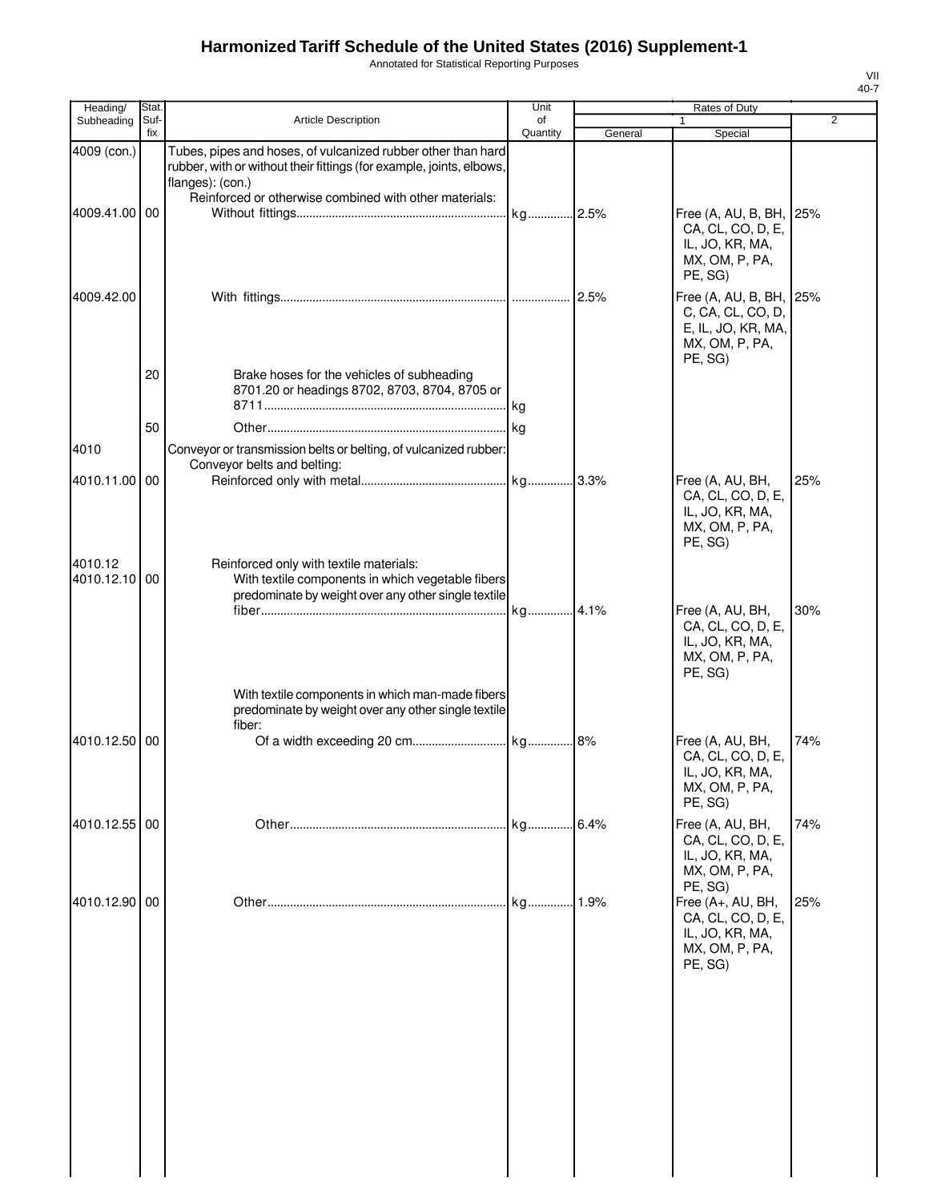# Harmonized Tariff Schedule of the United States (2016) Supplement-1

Annotated for Statistical Reporting Purposes

VII
40-7

| Heading/ Subheading | Stat. Suf- fix | Article Description | Unit of Quantity | Rates of Duty 1 General | Special | 2 |
|---|---|---|---|---|---|---|
| 4009 (con.) | | Tubes, pipes and hoses, of vulcanized rubber other than hard rubber, with or without their fittings (for example, joints, elbows, flanges): (con.) | | | | |
| | | Reinforced or otherwise combined with other materials: | | | | |
| 4009.41.00 | 00 | Without fittings | kg | 2.5% | Free (A, AU, B, BH, CA, CL, CO, D, E, IL, JO, KR, MA, MX, OM, P, PA, PE, SG) | 25% |
| 4009.42.00 | | With fittings | | 2.5% | Free (A, AU, B, BH, C, CA, CL, CO, D, E, IL, JO, KR, MA, MX, OM, P, PA, PE, SG) | 25% |
| | 20 | Brake hoses for the vehicles of subheading 8701.20 or headings 8702, 8703, 8704, 8705 or 8711 | kg | | | |
| | 50 | Other | kg | | | |
| 4010 | | Conveyor or transmission belts or belting, of vulcanized rubber: | | | | |
| | | Conveyor belts and belting: | | | | |
| 4010.11.00 | 00 | Reinforced only with metal | kg | 3.3% | Free (A, AU, BH, CA, CL, CO, D, E, IL, JO, KR, MA, MX, OM, P, PA, PE, SG) | 25% |
| 4010.12 | | Reinforced only with textile materials: | | | | |
| 4010.12.10 | 00 | With textile components in which vegetable fibers predominate by weight over any other single textile fiber | kg | 4.1% | Free (A, AU, BH, CA, CL, CO, D, E, IL, JO, KR, MA, MX, OM, P, PA, PE, SG) | 30% |
| | | With textile components in which man-made fibers predominate by weight over any other single textile fiber: | | | | |
| 4010.12.50 | 00 | Of a width exceeding 20 cm | kg | 8% | Free (A, AU, BH, CA, CL, CO, D, E, IL, JO, KR, MA, MX, OM, P, PA, PE, SG) | 74% |
| 4010.12.55 | 00 | Other | kg | 6.4% | Free (A, AU, BH, CA, CL, CO, D, E, IL, JO, KR, MA, MX, OM, P, PA, PE, SG) | 74% |
| 4010.12.90 | 00 | Other | kg | 1.9% | Free (A+, AU, BH, CA, CL, CO, D, E, IL, JO, KR, MA, MX, OM, P, PA, PE, SG) | 25% |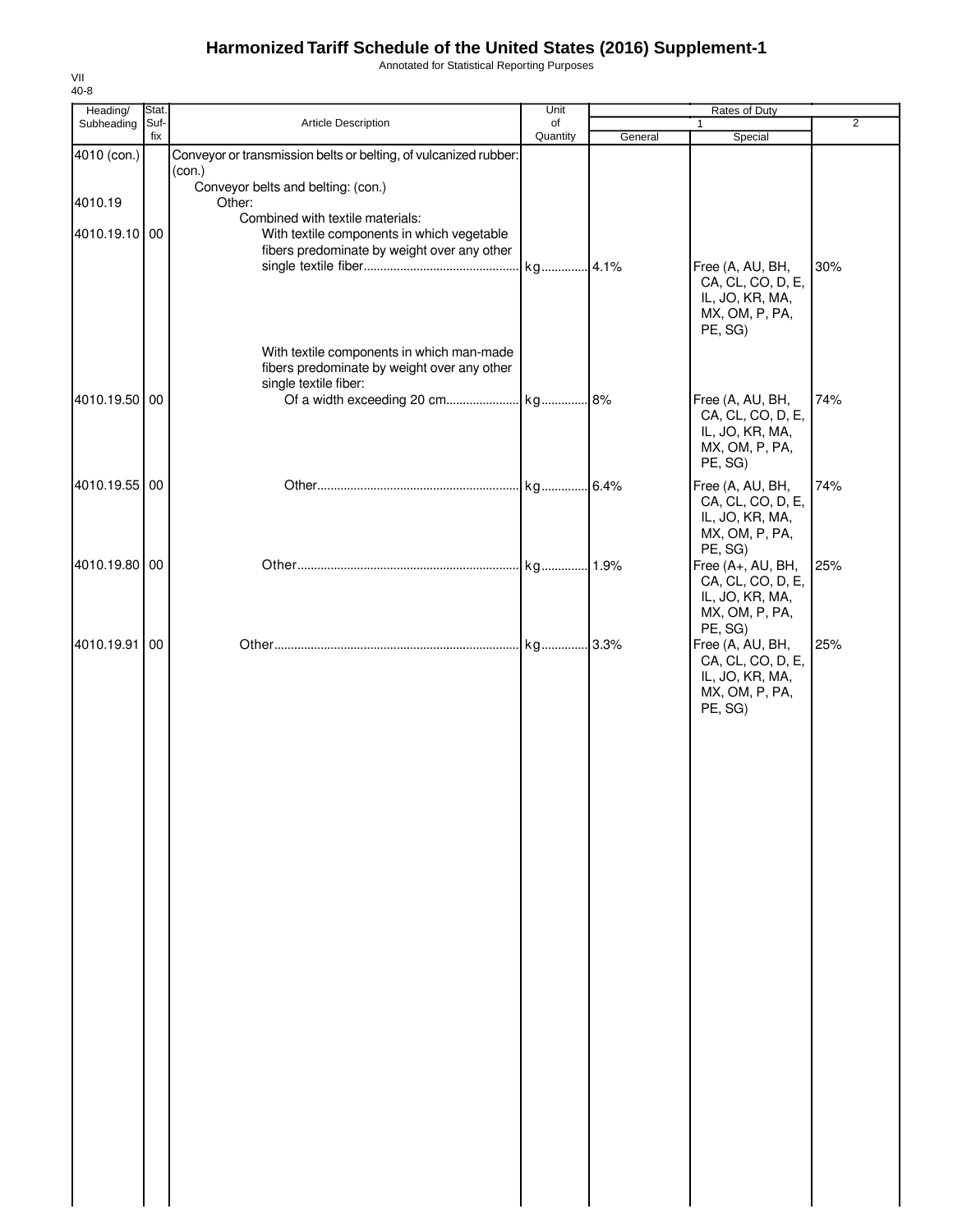# Harmonized Tariff Schedule of the United States (2016) Supplement-1

Annotated for Statistical Reporting Purposes

VII
40-8

| Heading/ Subheading | Stat. Suf-fix | Article Description | Unit of Quantity | Rates of Duty 1 General | Rates of Duty 1 Special | Rates of Duty 2 |
|---|---|---|---|---|---|---|
| 4010 (con.) | | Conveyor or transmission belts or belting, of vulcanized rubber: (con.) | | | | |
| | | Conveyor belts and belting: (con.) | | | | |
| 4010.19 | | Other: | | | | |
| | | Combined with textile materials: | | | | |
| 4010.19.10 | 00 | With textile components in which vegetable fibers predominate by weight over any other single textile fiber | kg | 4.1% | Free (A, AU, BH, CA, CL, CO, D, E, IL, JO, KR, MA, MX, OM, P, PA, PE, SG) | 30% |
| | | With textile components in which man-made fibers predominate by weight over any other single textile fiber: | | | | |
| 4010.19.50 | 00 | Of a width exceeding 20 cm | kg | 8% | Free (A, AU, BH, CA, CL, CO, D, E, IL, JO, KR, MA, MX, OM, P, PA, PE, SG) | 74% |
| 4010.19.55 | 00 | Other | kg | 6.4% | Free (A, AU, BH, CA, CL, CO, D, E, IL, JO, KR, MA, MX, OM, P, PA, PE, SG) | 74% |
| 4010.19.80 | 00 | Other | kg | 1.9% | Free (A+, AU, BH, CA, CL, CO, D, E, IL, JO, KR, MA, MX, OM, P, PA, PE, SG) | 25% |
| 4010.19.91 | 00 | Other | kg | 3.3% | Free (A, AU, BH, CA, CL, CO, D, E, IL, JO, KR, MA, MX, OM, P, PA, PE, SG) | 25% |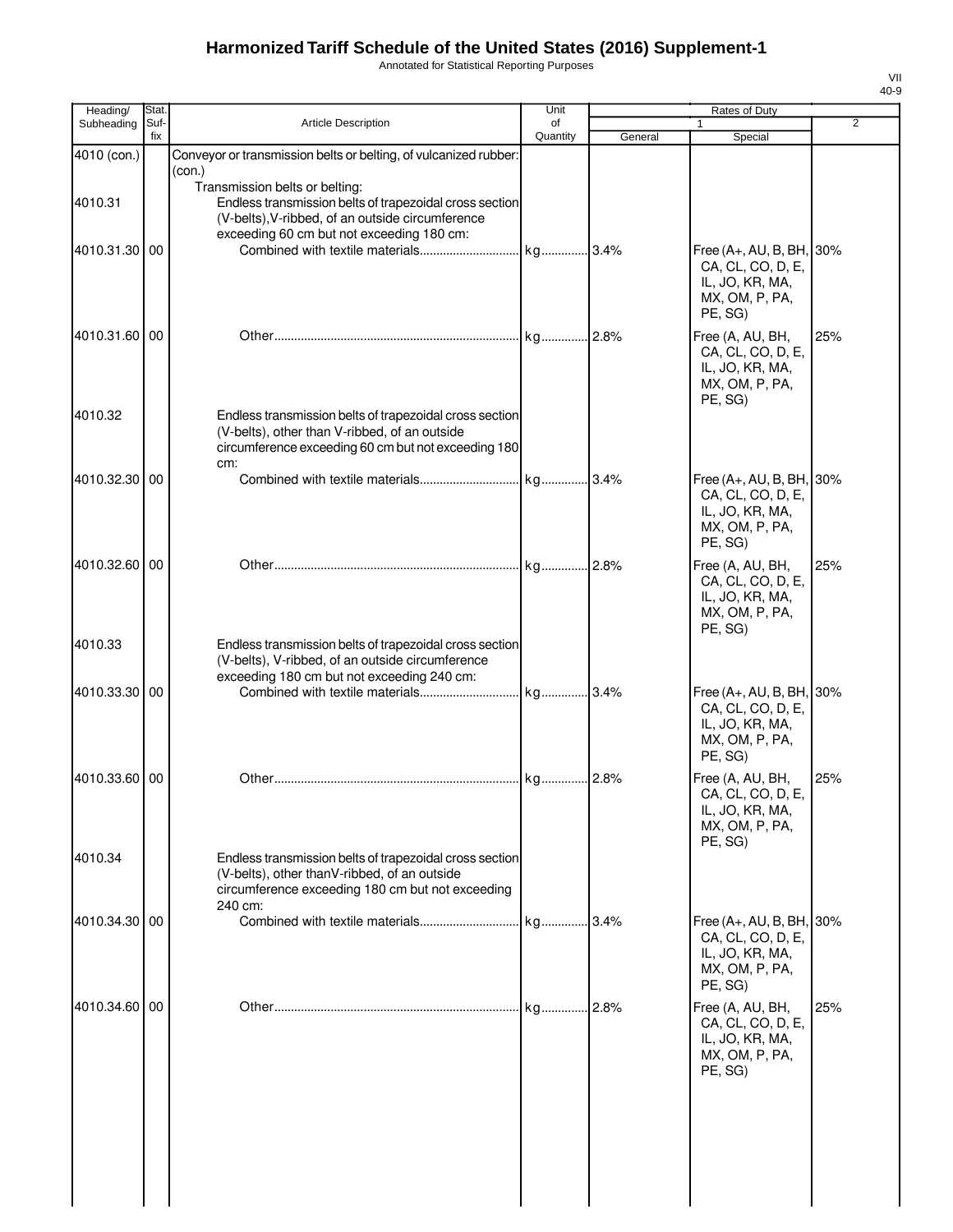# Harmonized Tariff Schedule of the United States (2016) Supplement-1

Annotated for Statistical Reporting Purposes

VII
40-9

| Heading/ Subheading | Stat. Suf- fix | Article Description | Unit of Quantity | Rates of Duty 1 General | Rates of Duty 1 Special | Rates of Duty 2 |
|---|---|---|---|---|---|---|
| 4010 (con.) | | Conveyor or transmission belts or belting, of vulcanized rubber: (con.) | | | | |
| | | Transmission belts or belting: | | | | |
| 4010.31 | | Endless transmission belts of trapezoidal cross section (V-belts),V-ribbed, of an outside circumference exceeding 60 cm but not exceeding 180 cm: | | | | |
| 4010.31.30 | 00 | Combined with textile materials | kg | 3.4% | Free (A+, AU, B, BH, CA, CL, CO, D, E, IL, JO, KR, MA, MX, OM, P, PA, PE, SG) | 30% |
| 4010.31.60 | 00 | Other | kg | 2.8% | Free (A, AU, BH, CA, CL, CO, D, E, IL, JO, KR, MA, MX, OM, P, PA, PE, SG) | 25% |
| 4010.32 | | Endless transmission belts of trapezoidal cross section (V-belts), other than V-ribbed, of an outside circumference exceeding 60 cm but not exceeding 180 cm: | | | | |
| 4010.32.30 | 00 | Combined with textile materials | kg | 3.4% | Free (A+, AU, B, BH, CA, CL, CO, D, E, IL, JO, KR, MA, MX, OM, P, PA, PE, SG) | 30% |
| 4010.32.60 | 00 | Other | kg | 2.8% | Free (A, AU, BH, CA, CL, CO, D, E, IL, JO, KR, MA, MX, OM, P, PA, PE, SG) | 25% |
| 4010.33 | | Endless transmission belts of trapezoidal cross section (V-belts), V-ribbed, of an outside circumference exceeding 180 cm but not exceeding 240 cm: | | | | |
| 4010.33.30 | 00 | Combined with textile materials | kg | 3.4% | Free (A+, AU, B, BH, CA, CL, CO, D, E, IL, JO, KR, MA, MX, OM, P, PA, PE, SG) | 30% |
| 4010.33.60 | 00 | Other | kg | 2.8% | Free (A, AU, BH, CA, CL, CO, D, E, IL, JO, KR, MA, MX, OM, P, PA, PE, SG) | 25% |
| 4010.34 | | Endless transmission belts of trapezoidal cross section (V-belts), other thanV-ribbed, of an outside circumference exceeding 180 cm but not exceeding 240 cm: | | | | |
| 4010.34.30 | 00 | Combined with textile materials | kg | 3.4% | Free (A+, AU, B, BH, CA, CL, CO, D, E, IL, JO, KR, MA, MX, OM, P, PA, PE, SG) | 30% |
| 4010.34.60 | 00 | Other | kg | 2.8% | Free (A, AU, BH, CA, CL, CO, D, E, IL, JO, KR, MA, MX, OM, P, PA, PE, SG) | 25% |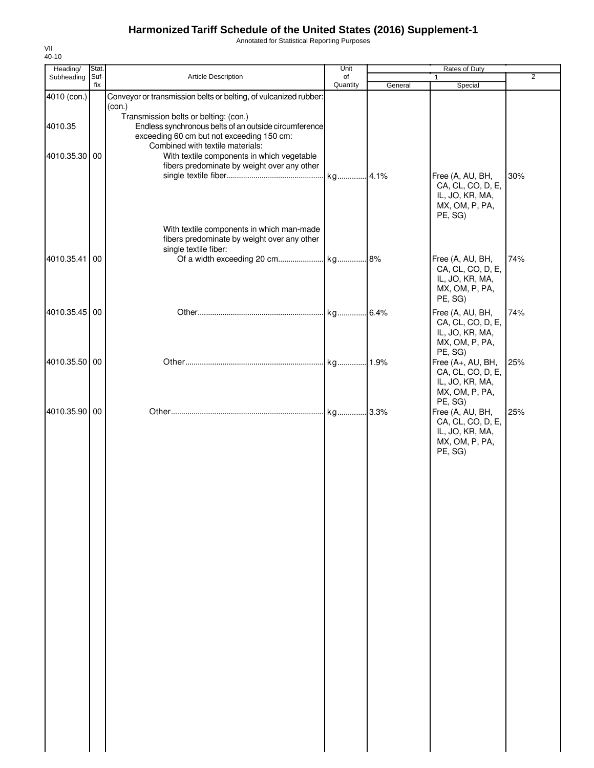# Harmonized Tariff Schedule of the United States (2016) Supplement-1

Annotated for Statistical Reporting Purposes

VII
40-10

| Heading/ Subheading | Stat. Suf- fix | Article Description | Unit of Quantity | Rates of Duty 1 General | Special | 2 |
|---|---|---|---|---|---|---|
| 4010 (con.) | | Conveyor or transmission belts or belting, of vulcanized rubber: (con.) | | | | |
| | | Transmission belts or belting: (con.) | | | | |
| 4010.35 | | Endless synchronous belts of an outside circumference exceeding 60 cm but not exceeding 150 cm: | | | | |
| | | Combined with textile materials: | | | | |
| 4010.35.30 | 00 | With textile components in which vegetable fibers predominate by weight over any other single textile fiber | kg | 4.1% | Free (A, AU, BH, CA, CL, CO, D, E, IL, JO, KR, MA, MX, OM, P, PA, PE, SG) | 30% |
| | | With textile components in which man-made fibers predominate by weight over any other single textile fiber: | | | | |
| 4010.35.41 | 00 | Of a width exceeding 20 cm | kg | 8% | Free (A, AU, BH, CA, CL, CO, D, E, IL, JO, KR, MA, MX, OM, P, PA, PE, SG) | 74% |
| 4010.35.45 | 00 | Other | kg | 6.4% | Free (A, AU, BH, CA, CL, CO, D, E, IL, JO, KR, MA, MX, OM, P, PA, PE, SG) | 74% |
| 4010.35.50 | 00 | Other | kg | 1.9% | Free (A+, AU, BH, CA, CL, CO, D, E, IL, JO, KR, MA, MX, OM, P, PA, PE, SG) | 25% |
| 4010.35.90 | 00 | Other | kg | 3.3% | Free (A, AU, BH, CA, CL, CO, D, E, IL, JO, KR, MA, MX, OM, P, PA, PE, SG) | 25% |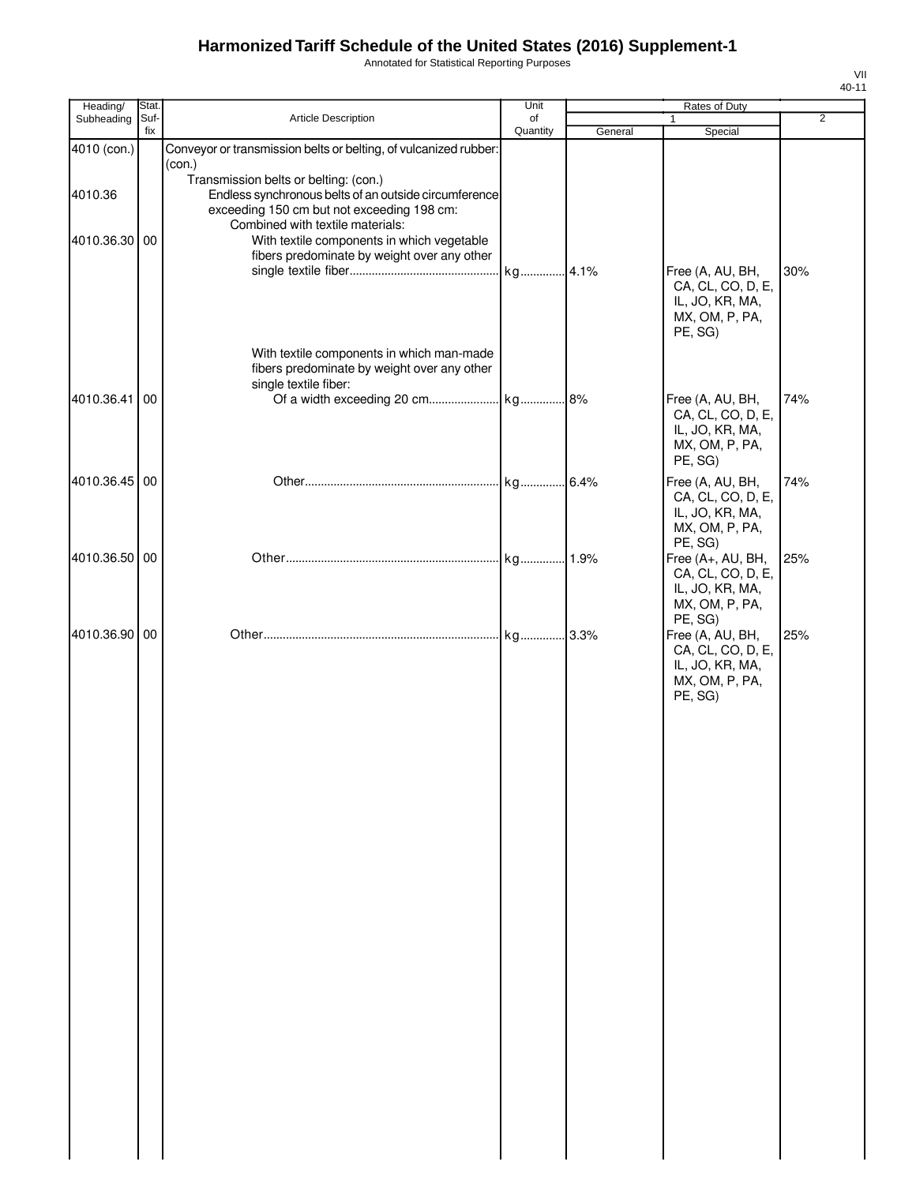# Harmonized Tariff Schedule of the United States (2016) Supplement-1

Annotated for Statistical Reporting Purposes

VII
40-11

| Heading/ Subheading | Stat. Suf- fix | Article Description | Unit of Quantity | Rates of Duty 1 General | Special | 2 |
|---|---|---|---|---|---|---|
| 4010 (con.) | | Conveyor or transmission belts or belting, of vulcanized rubber: (con.) | | | | |
| | | Transmission belts or belting: (con.) | | | | |
| 4010.36 | | Endless synchronous belts of an outside circumference exceeding 150 cm but not exceeding 198 cm: | | | | |
| | | Combined with textile materials: | | | | |
| 4010.36.30 | 00 | With textile components in which vegetable fibers predominate by weight over any other single textile fiber | kg | 4.1% | Free (A, AU, BH, CA, CL, CO, D, E, IL, JO, KR, MA, MX, OM, P, PA, PE, SG) | 30% |
| | | With textile components in which man-made fibers predominate by weight over any other single textile fiber: | | | | |
| 4010.36.41 | 00 | Of a width exceeding 20 cm | kg | 8% | Free (A, AU, BH, CA, CL, CO, D, E, IL, JO, KR, MA, MX, OM, P, PA, PE, SG) | 74% |
| 4010.36.45 | 00 | Other | kg | 6.4% | Free (A, AU, BH, CA, CL, CO, D, E, IL, JO, KR, MA, MX, OM, P, PA, PE, SG) | 74% |
| 4010.36.50 | 00 | Other | kg | 1.9% | Free (A+, AU, BH, CA, CL, CO, D, E, IL, JO, KR, MA, MX, OM, P, PA, PE, SG) | 25% |
| 4010.36.90 | 00 | Other | kg | 3.3% | Free (A, AU, BH, CA, CL, CO, D, E, IL, JO, KR, MA, MX, OM, P, PA, PE, SG) | 25% |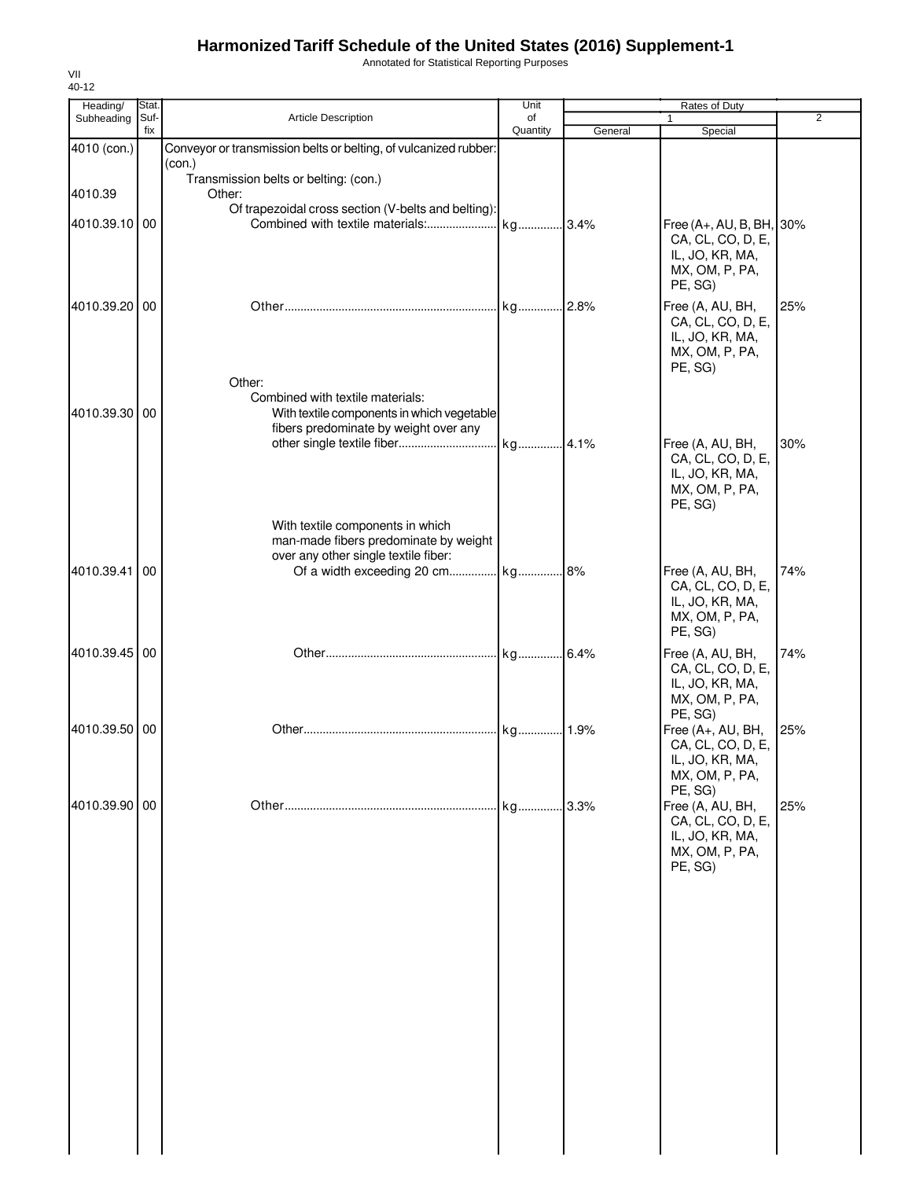# Harmonized Tariff Schedule of the United States (2016) Supplement-1

Annotated for Statistical Reporting Purposes

VII
40-12

| Heading/ Subheading | Stat. Suf- fix | Article Description | Unit of Quantity | Rates of Duty 1 General | Special | 2 |
|---|---|---|---|---|---|---|
| 4010 (con.) | | Conveyor or transmission belts or belting, of vulcanized rubber: (con.) | | | | |
| | | Transmission belts or belting: (con.) | | | | |
| 4010.39 | | Other: | | | | |
| | | Of trapezoidal cross section (V-belts and belting): | | | | |
| 4010.39.10 | 00 | Combined with textile materials: | kg | 3.4% | Free (A+, AU, B, BH, CA, CL, CO, D, E, IL, JO, KR, MA, MX, OM, P, PA, PE, SG) | 30% |
| 4010.39.20 | 00 | Other | kg | 2.8% | Free (A, AU, BH, CA, CL, CO, D, E, IL, JO, KR, MA, MX, OM, P, PA, PE, SG) | 25% |
| | | Other: | | | | |
| | | Combined with textile materials: | | | | |
| 4010.39.30 | 00 | With textile components in which vegetable fibers predominate by weight over any other single textile fiber | kg | 4.1% | Free (A, AU, BH, CA, CL, CO, D, E, IL, JO, KR, MA, MX, OM, P, PA, PE, SG) | 30% |
| | | With textile components in which man-made fibers predominate by weight over any other single textile fiber: | | | | |
| 4010.39.41 | 00 | Of a width exceeding 20 cm | kg | 8% | Free (A, AU, BH, CA, CL, CO, D, E, IL, JO, KR, MA, MX, OM, P, PA, PE, SG) | 74% |
| 4010.39.45 | 00 | Other | kg | 6.4% | Free (A, AU, BH, CA, CL, CO, D, E, IL, JO, KR, MA, MX, OM, P, PA, PE, SG) | 74% |
| 4010.39.50 | 00 | Other | kg | 1.9% | Free (A+, AU, BH, CA, CL, CO, D, E, IL, JO, KR, MA, MX, OM, P, PA, PE, SG) | 25% |
| 4010.39.90 | 00 | Other | kg | 3.3% | Free (A, AU, BH, CA, CL, CO, D, E, IL, JO, KR, MA, MX, OM, P, PA, PE, SG) | 25% |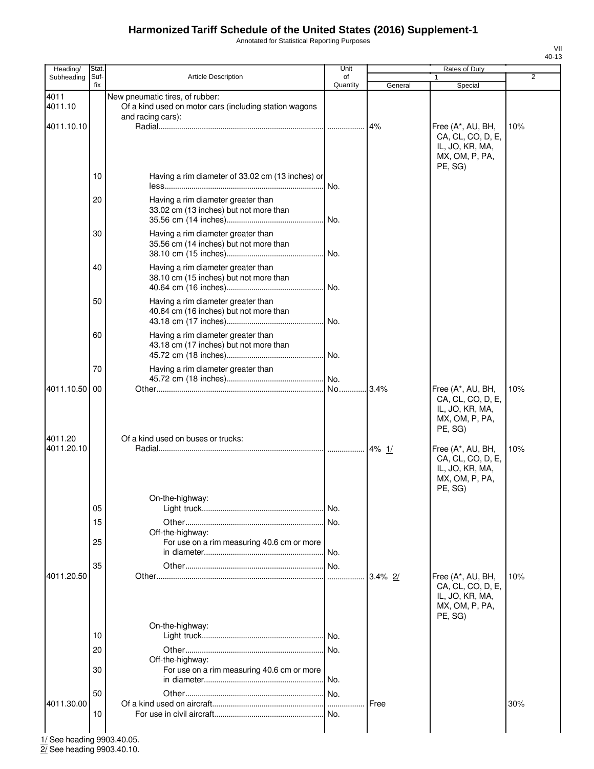# Harmonized Tariff Schedule of the United States (2016) Supplement-1

Annotated for Statistical Reporting Purposes

VII
40-13

| Heading/ Subheading | Stat. Suf- fix | Article Description | Unit of Quantity | Rates of Duty 1 General | Special | 2 |
|---|---|---|---|---|---|---|
| 4011 | | New pneumatic tires, of rubber: | | | | |
| 4011.10 | | Of a kind used on motor cars (including station wagons and racing cars): | | | | |
| 4011.10.10 | | Radial | | 4% | Free (A*, AU, BH, CA, CL, CO, D, E, IL, JO, KR, MA, MX, OM, P, PA, PE, SG) | 10% |
| | 10 | Having a rim diameter of 33.02 cm (13 inches) or less | No. | | | |
| | 20 | Having a rim diameter greater than 33.02 cm (13 inches) but not more than 35.56 cm (14 inches) | No. | | | |
| | 30 | Having a rim diameter greater than 35.56 cm (14 inches) but not more than 38.10 cm (15 inches) | No. | | | |
| | 40 | Having a rim diameter greater than 38.10 cm (15 inches) but not more than 40.64 cm (16 inches) | No. | | | |
| | 50 | Having a rim diameter greater than 40.64 cm (16 inches) but not more than 43.18 cm (17 inches) | No. | | | |
| | 60 | Having a rim diameter greater than 43.18 cm (17 inches) but not more than 45.72 cm (18 inches) | No. | | | |
| | 70 | Having a rim diameter greater than 45.72 cm (18 inches) | No. | | | |
| 4011.10.50 | 00 | Other | No. | 3.4% | Free (A*, AU, BH, CA, CL, CO, D, E, IL, JO, KR, MA, MX, OM, P, PA, PE, SG) | 10% |
| 4011.20 | | Of a kind used on buses or trucks: | | | | |
| 4011.20.10 | | Radial | | 4% 1/ | Free (A*, AU, BH, CA, CL, CO, D, E, IL, JO, KR, MA, MX, OM, P, PA, PE, SG) | 10% |
| | | On-the-highway: | | | | |
| | 05 | Light truck | No. | | | |
| | 15 | Other | No. | | | |
| | | Off-the-highway: | | | | |
| | 25 | For use on a rim measuring 40.6 cm or more in diameter | No. | | | |
| | 35 | Other | No. | | | |
| 4011.20.50 | | Other | | 3.4% 2/ | Free (A*, AU, BH, CA, CL, CO, D, E, IL, JO, KR, MA, MX, OM, P, PA, PE, SG) | 10% |
| | | On-the-highway: | | | | |
| | 10 | Light truck | No. | | | |
| | 20 | Other | No. | | | |
| | | Off-the-highway: | | | | |
| | 30 | For use on a rim measuring 40.6 cm or more in diameter | No. | | | |
| | 50 | Other | No. | | | |
| 4011.30.00 | | Of a kind used on aircraft | | Free | | 30% |
| | 10 | For use in civil aircraft | No. | | | |

1/ See heading 9903.40.05.
2/ See heading 9903.40.10.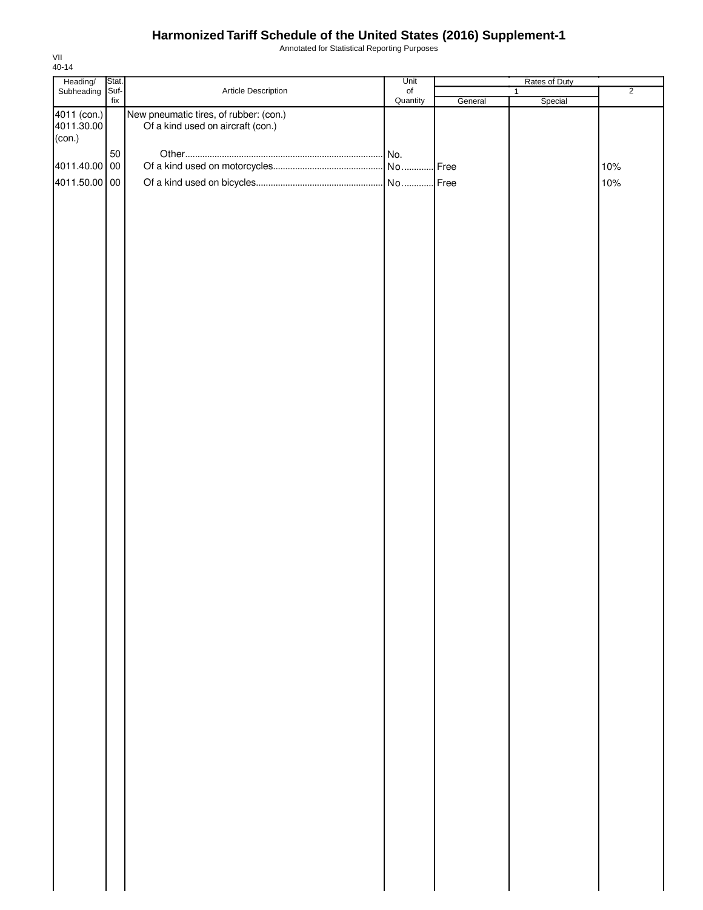# Harmonized Tariff Schedule of the United States (2016) Supplement-1

Annotated for Statistical Reporting Purposes

VII
40-14

| Heading/ Subheading | Stat. Suf- fix | Article Description | Unit of Quantity | Rates of Duty 1 General | Rates of Duty 1 Special | Rates of Duty 2 |
|---|---|---|---|---|---|---|
| 4011 (con.) | | New pneumatic tires, of rubber: (con.) | | | | |
| 4011.30.00 (con.) | | Of a kind used on aircraft (con.) | | | | |
| | 50 | Other | No. | | | |
| 4011.40.00 | 00 | Of a kind used on motorcycles | No. | Free | | 10% |
| 4011.50.00 | 00 | Of a kind used on bicycles | No. | Free | | 10% |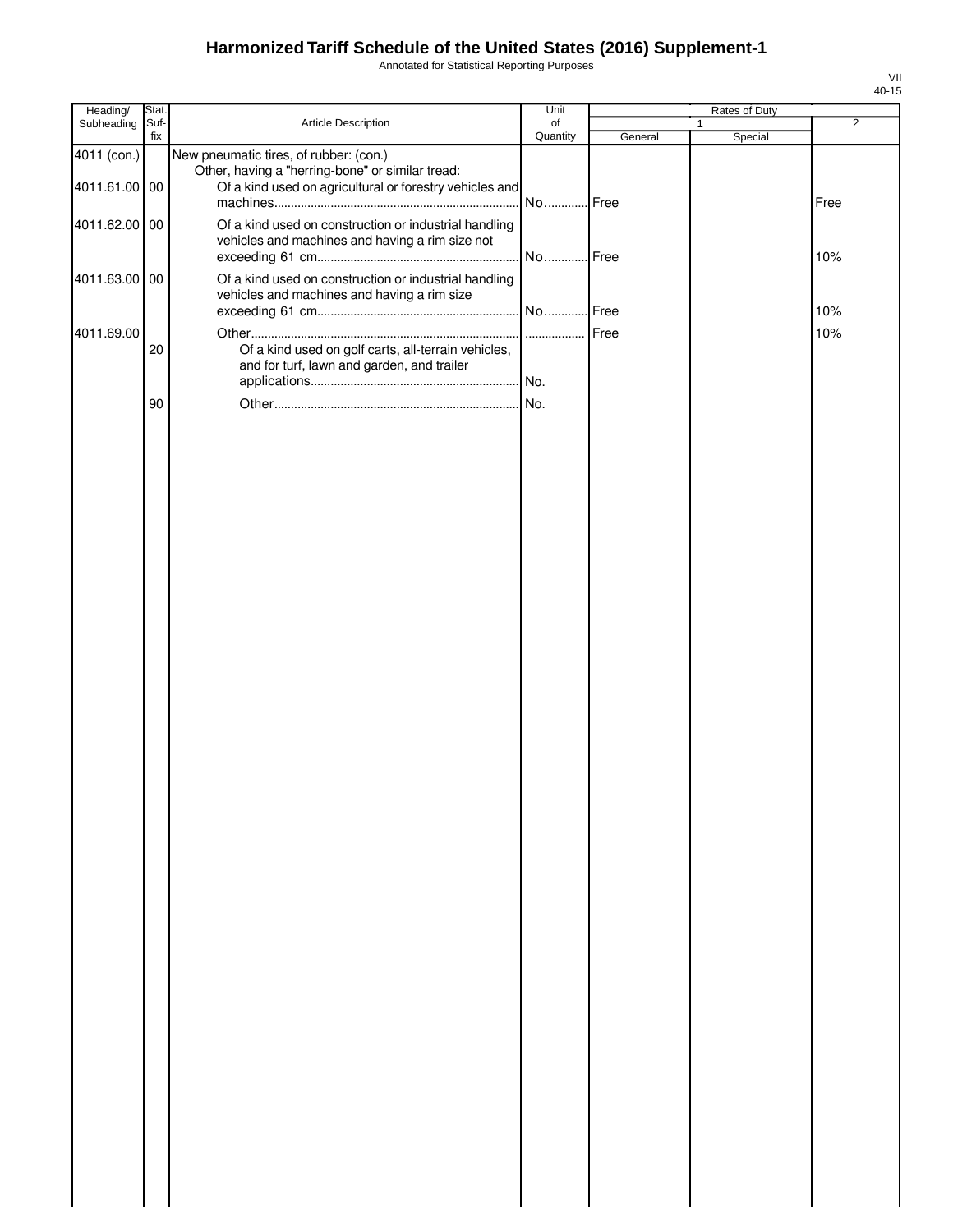# Harmonized Tariff Schedule of the United States (2016) Supplement-1

Annotated for Statistical Reporting Purposes

| Heading/ Subheading | Stat. Suf-fix | Article Description | Unit of Quantity | Rates of Duty 1 General | Special | 2 |
|---|---|---|---|---|---|---|
| 4011 (con.) | | New pneumatic tires, of rubber: (con.) | | | | |
| | | Other, having a "herring-bone" or similar tread: | | | | |
| 4011.61.00 | 00 | Of a kind used on agricultural or forestry vehicles and machines | No. | Free | | Free |
| 4011.62.00 | 00 | Of a kind used on construction or industrial handling vehicles and machines and having a rim size not exceeding 61 cm | No. | Free | | 10% |
| 4011.63.00 | 00 | Of a kind used on construction or industrial handling vehicles and machines and having a rim size exceeding 61 cm | No. | Free | | 10% |
| 4011.69.00 | | Other | | Free | | 10% |
| | 20 | Of a kind used on golf carts, all-terrain vehicles, and for turf, lawn and garden, and trailer applications | No. | | | |
| | 90 | Other | No. | | | |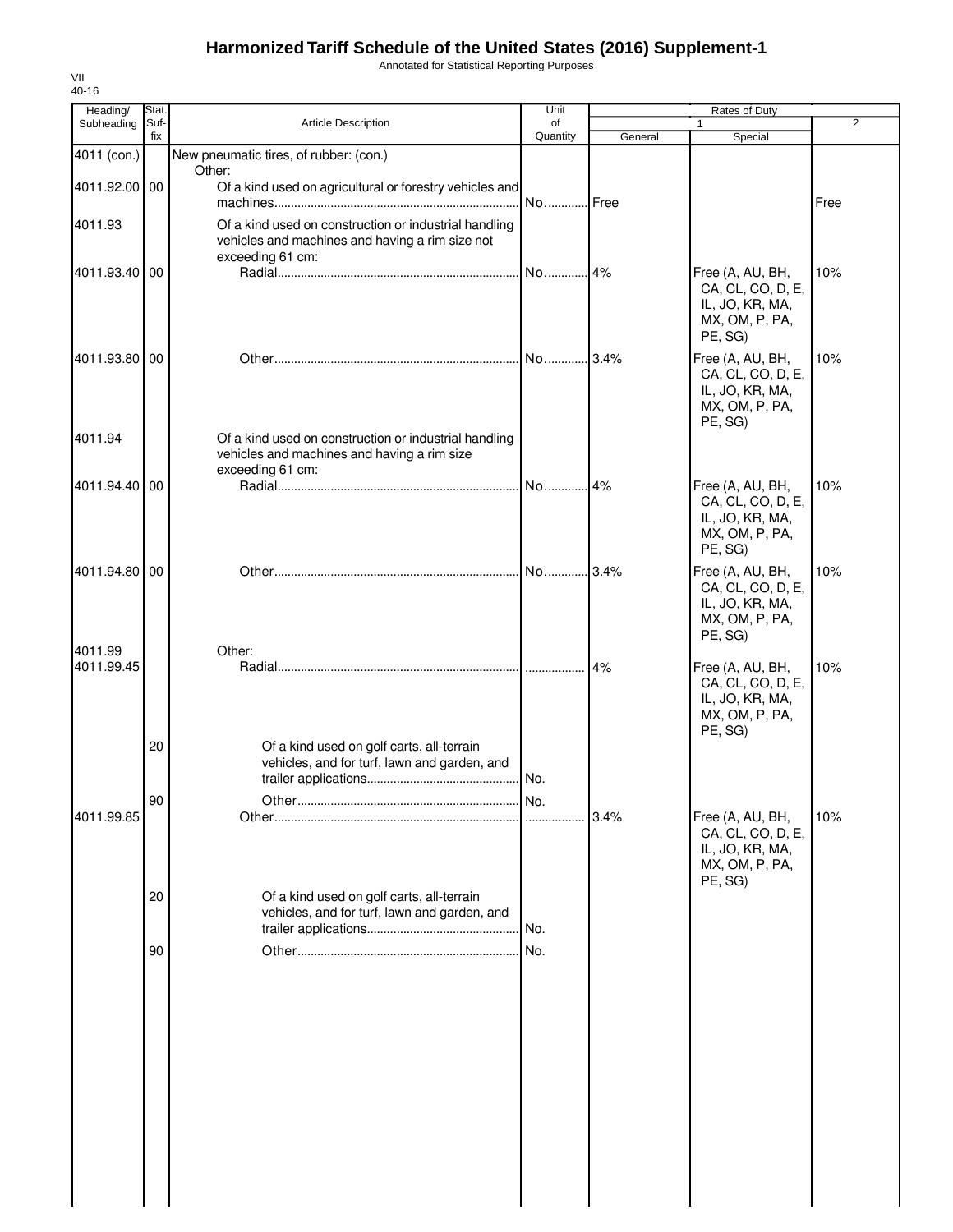# Harmonized Tariff Schedule of the United States (2016) Supplement-1

Annotated for Statistical Reporting Purposes

VII
40-16

| Heading/ Subheading | Stat. Suf- fix | Article Description | Unit of Quantity | Rates of Duty 1 General | Special | 2 |
|---|---|---|---|---|---|---|
| 4011 (con.) | | New pneumatic tires, of rubber: (con.) | | | | |
| | | Other: | | | | |
| 4011.92.00 | 00 | Of a kind used on agricultural or forestry vehicles and machines | No. | Free | | Free |
| 4011.93 | | Of a kind used on construction or industrial handling vehicles and machines and having a rim size not exceeding 61 cm: | | | | |
| 4011.93.40 | 00 | Radial | No. | 4% | Free (A, AU, BH, CA, CL, CO, D, E, IL, JO, KR, MA, MX, OM, P, PA, PE, SG) | 10% |
| 4011.93.80 | 00 | Other | No. | 3.4% | Free (A, AU, BH, CA, CL, CO, D, E, IL, JO, KR, MA, MX, OM, P, PA, PE, SG) | 10% |
| 4011.94 | | Of a kind used on construction or industrial handling vehicles and machines and having a rim size exceeding 61 cm: | | | | |
| 4011.94.40 | 00 | Radial | No. | 4% | Free (A, AU, BH, CA, CL, CO, D, E, IL, JO, KR, MA, MX, OM, P, PA, PE, SG) | 10% |
| 4011.94.80 | 00 | Other | No. | 3.4% | Free (A, AU, BH, CA, CL, CO, D, E, IL, JO, KR, MA, MX, OM, P, PA, PE, SG) | 10% |
| 4011.99 | | Other: | | | | |
| 4011.99.45 | | Radial | | 4% | Free (A, AU, BH, CA, CL, CO, D, E, IL, JO, KR, MA, MX, OM, P, PA, PE, SG) | 10% |
| | 20 | Of a kind used on golf carts, all-terrain vehicles, and for turf, lawn and garden, and trailer applications | No. | | | |
| | 90 | Other | No. | | | |
| 4011.99.85 | | Other | | 3.4% | Free (A, AU, BH, CA, CL, CO, D, E, IL, JO, KR, MA, MX, OM, P, PA, PE, SG) | 10% |
| | 20 | Of a kind used on golf carts, all-terrain vehicles, and for turf, lawn and garden, and trailer applications | No. | | | |
| | 90 | Other | No. | | | |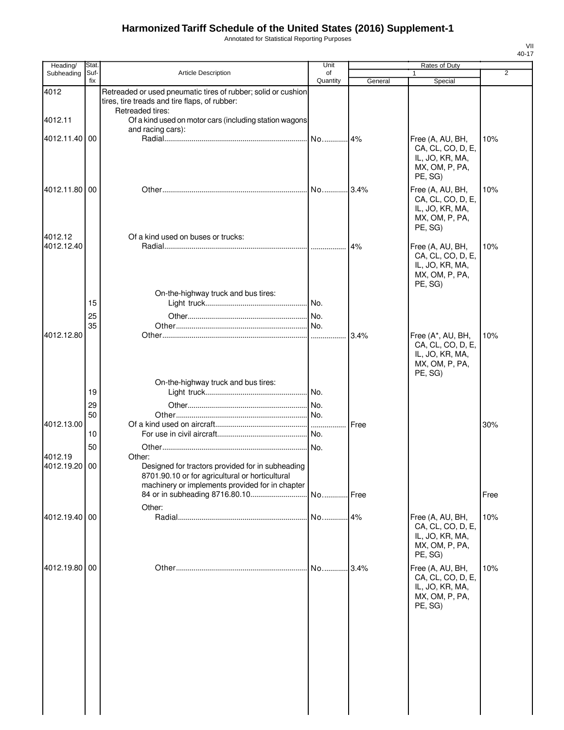# Harmonized Tariff Schedule of the United States (2016) Supplement-1

Annotated for Statistical Reporting Purposes

VII
40-17

| Heading/ Subheading | Stat. Suf- fix | Article Description | Unit of Quantity | Rates of Duty 1 General | Special | 2 |
|---|---|---|---|---|---|---|
| 4012 | | Retreaded or used pneumatic tires of rubber; solid or cushion tires, tire treads and tire flaps, of rubber: | | | | |
| | | Retreaded tires: | | | | |
| 4012.11 | | Of a kind used on motor cars (including station wagons and racing cars): | | | | |
| 4012.11.40 | 00 | Radial | No. | 4% | Free (A, AU, BH, CA, CL, CO, D, E, IL, JO, KR, MA, MX, OM, P, PA, PE, SG) | 10% |
| 4012.11.80 | 00 | Other | No. | 3.4% | Free (A, AU, BH, CA, CL, CO, D, E, IL, JO, KR, MA, MX, OM, P, PA, PE, SG) | 10% |
| 4012.12 | | Of a kind used on buses or trucks: | | | | |
| 4012.12.40 | | Radial | | 4% | Free (A, AU, BH, CA, CL, CO, D, E, IL, JO, KR, MA, MX, OM, P, PA, PE, SG) | 10% |
| | | On-the-highway truck and bus tires: | | | | |
| | 15 | Light truck | No. | | | |
| | 25 | Other | No. | | | |
| | 35 | Other | No. | | | |
| 4012.12.80 | | Other | | 3.4% | Free (A*, AU, BH, CA, CL, CO, D, E, IL, JO, KR, MA, MX, OM, P, PA, PE, SG) | 10% |
| | | On-the-highway truck and bus tires: | | | | |
| | 19 | Light truck | No. | | | |
| | 29 | Other | No. | | | |
| | 50 | Other | No. | | | |
| 4012.13.00 | | Of a kind used on aircraft | | Free | | 30% |
| | 10 | For use in civil aircraft | No. | | | |
| | 50 | Other | No. | | | |
| 4012.19 | | Other: | | | | |
| 4012.19.20 | 00 | Designed for tractors provided for in subheading 8701.90.10 or for agricultural or horticultural machinery or implements provided for in chapter 84 or in subheading 8716.80.10 | No. | Free | | Free |
| | | Other: | | | | |
| 4012.19.40 | 00 | Radial | No. | 4% | Free (A, AU, BH, CA, CL, CO, D, E, IL, JO, KR, MA, MX, OM, P, PA, PE, SG) | 10% |
| 4012.19.80 | 00 | Other | No. | 3.4% | Free (A, AU, BH, CA, CL, CO, D, E, IL, JO, KR, MA, MX, OM, P, PA, PE, SG) | 10% |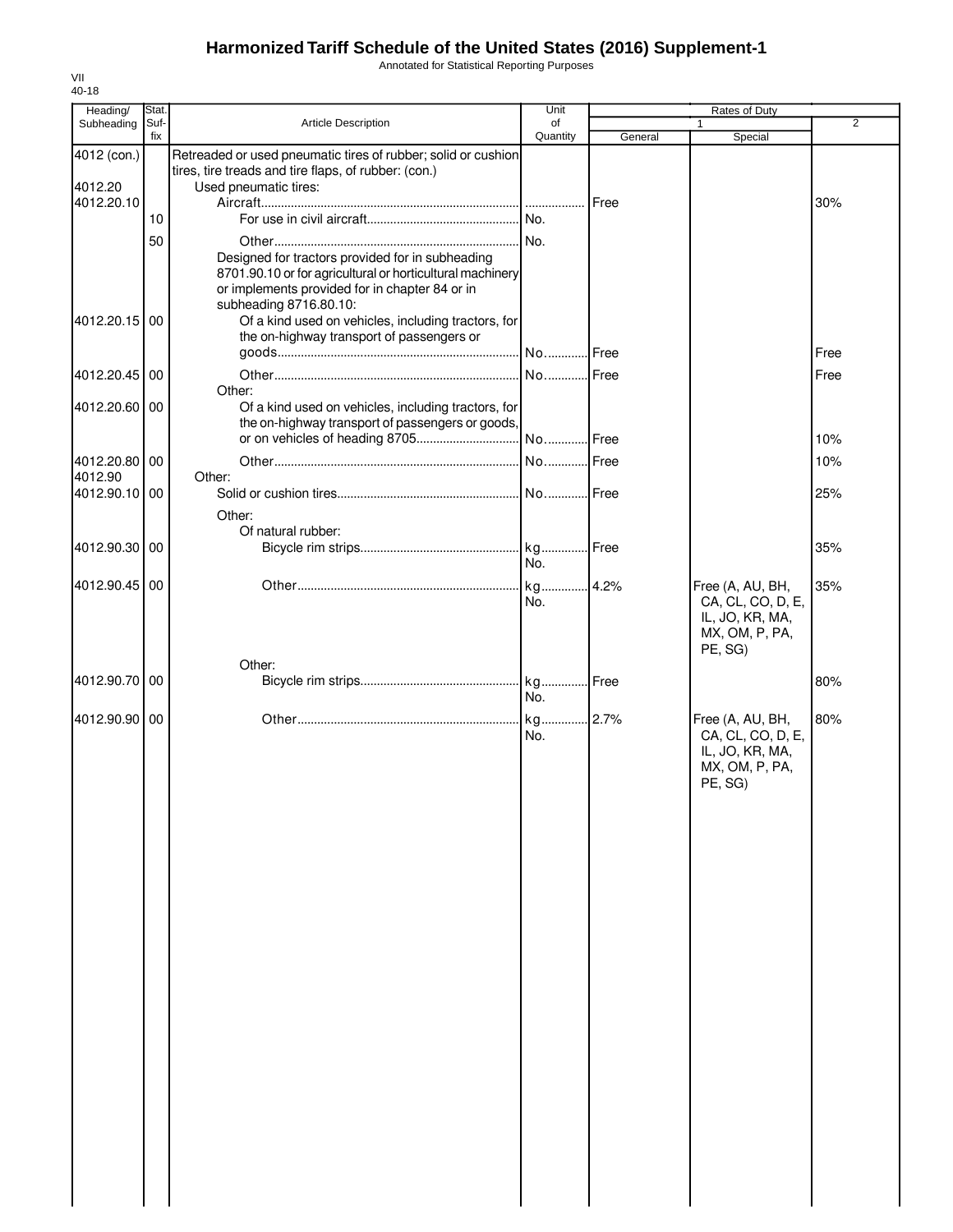# Harmonized Tariff Schedule of the United States (2016) Supplement-1

Annotated for Statistical Reporting Purposes

VII
40-18

| Heading/ Subheading | Stat. Suf-fix | Article Description | Unit of Quantity | Rates of Duty 1 General | Rates of Duty 1 Special | Rates of Duty 2 |
|---|---|---|---|---|---|---|
| 4012 (con.) | | Retreaded or used pneumatic tires of rubber; solid or cushion tires, tire treads and tire flaps, of rubber: (con.) | | | | |
| 4012.20 | | Used pneumatic tires: | | | | |
| 4012.20.10 | | Aircraft | | Free | | 30% |
| | 10 | For use in civil aircraft | No. | | | |
| | 50 | Other | No. | | | |
| | | Designed for tractors provided for in subheading 8701.90.10 or for agricultural or horticultural machinery or implements provided for in chapter 84 or in subheading 8716.80.10: | | | | |
| 4012.20.15 | 00 | Of a kind used on vehicles, including tractors, for the on-highway transport of passengers or goods | No. | Free | | Free |
| 4012.20.45 | 00 | Other | No. | Free | | Free |
| | | Other: | | | | |
| 4012.20.60 | 00 | Of a kind used on vehicles, including tractors, for the on-highway transport of passengers or goods, or on vehicles of heading 8705 | No. | Free | | 10% |
| 4012.20.80 | 00 | Other | No. | Free | | 10% |
| 4012.90 | | Other: | | | | |
| 4012.90.10 | 00 | Solid or cushion tires | No. | Free | | 25% |
| | | Other: | | | | |
| | | Of natural rubber: | | | | |
| 4012.90.30 | 00 | Bicycle rim strips | kg No. | Free | | 35% |
| 4012.90.45 | 00 | Other | kg No. | 4.2% | Free (A, AU, BH, CA, CL, CO, D, E, IL, JO, KR, MA, MX, OM, P, PA, PE, SG) | 35% |
| | | Other: | | | | |
| 4012.90.70 | 00 | Bicycle rim strips | kg No. | Free | | 80% |
| 4012.90.90 | 00 | Other | kg No. | 2.7% | Free (A, AU, BH, CA, CL, CO, D, E, IL, JO, KR, MA, MX, OM, P, PA, PE, SG) | 80% |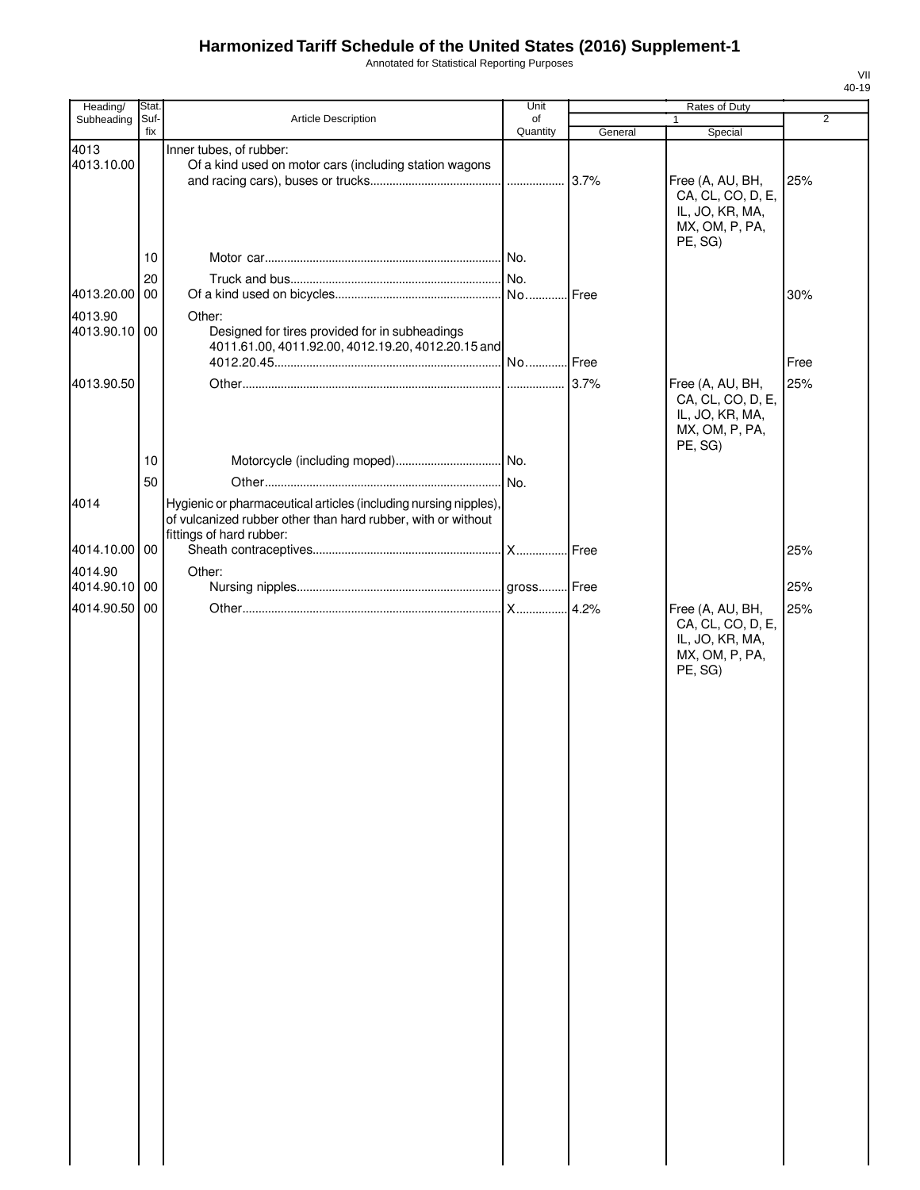# Harmonized Tariff Schedule of the United States (2016) Supplement-1

Annotated for Statistical Reporting Purposes

| Heading/ Subheading | Stat. Suf-fix | Article Description | Unit of Quantity | Rates of Duty 1 General | Special | 2 |
|---|---|---|---|---|---|---|
| 4013 | | Inner tubes, of rubber: | | | | |
| 4013.10.00 | | Of a kind used on motor cars (including station wagons and racing cars), buses or trucks | | 3.7% | Free (A, AU, BH, CA, CL, CO, D, E, IL, JO, KR, MA, MX, OM, P, PA, PE, SG) | 25% |
| | 10 | Motor car | No. | | | |
| | 20 | Truck and bus | No. | | | |
| 4013.20.00 | 00 | Of a kind used on bicycles | No. | Free | | 30% |
| 4013.90 | | Other: | | | | |
| 4013.90.10 | 00 | Designed for tires provided for in subheadings 4011.61.00, 4011.92.00, 4012.19.20, 4012.20.15 and 4012.20.45 | No. | Free | | Free |
| 4013.90.50 | | Other | | 3.7% | Free (A, AU, BH, CA, CL, CO, D, E, IL, JO, KR, MA, MX, OM, P, PA, PE, SG) | 25% |
| | 10 | Motorcycle (including moped) | No. | | | |
| | 50 | Other | No. | | | |
| 4014 | | Hygienic or pharmaceutical articles (including nursing nipples), of vulcanized rubber other than hard rubber, with or without fittings of hard rubber: | | | | |
| 4014.10.00 | 00 | Sheath contraceptives | X | Free | | 25% |
| 4014.90 | | Other: | | | | |
| 4014.90.10 | 00 | Nursing nipples | gross | Free | | 25% |
| 4014.90.50 | 00 | Other | X | 4.2% | Free (A, AU, BH, CA, CL, CO, D, E, IL, JO, KR, MA, MX, OM, P, PA, PE, SG) | 25% |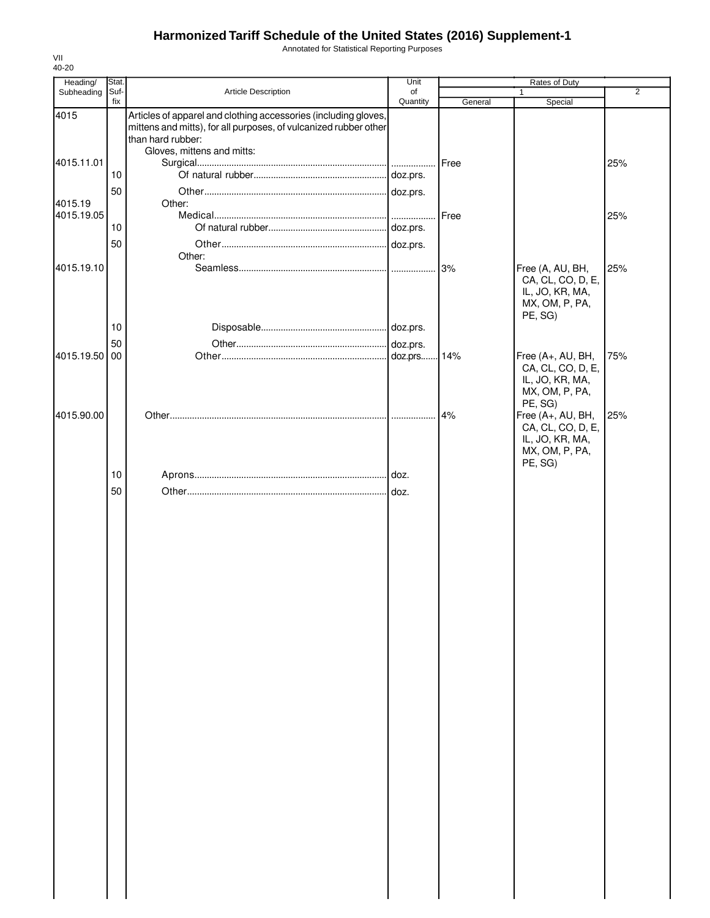# Harmonized Tariff Schedule of the United States (2016) Supplement-1

Annotated for Statistical Reporting Purposes

VII
40-20

| Heading/ Subheading | Stat. Suf- fix | Article Description | Unit of Quantity | Rates of Duty | | |
|---|---|---|---|---|---|---|
| | | | | 1 | | 2 |
| | | | | General | Special | |
| 4015 | | Articles of apparel and clothing accessories (including gloves, mittens and mitts), for all purposes, of vulcanized rubber other than hard rubber: | | | | |
| | | Gloves, mittens and mitts: | | | | |
| 4015.11.01 | | Surgical | | Free | | 25% |
| | 10 | Of natural rubber | doz.prs. | | | |
| | 50 | Other | doz.prs. | | | |
| 4015.19 | | Other: | | | | |
| 4015.19.05 | | Medical | | Free | | 25% |
| | 10 | Of natural rubber | doz.prs. | | | |
| | 50 | Other | doz.prs. | | | |
| | | Other: | | | | |
| 4015.19.10 | | Seamless | | 3% | Free (A, AU, BH, CA, CL, CO, D, E, IL, JO, KR, MA, MX, OM, P, PA, PE, SG) | 25% |
| | 10 | Disposable | doz.prs. | | | |
| | 50 | Other | doz.prs. | | | |
| 4015.19.50 | 00 | Other | doz.prs | 14% | Free (A+, AU, BH, CA, CL, CO, D, E, IL, JO, KR, MA, MX, OM, P, PA, PE, SG) | 75% |
| 4015.90.00 | | Other | | 4% | Free (A+, AU, BH, CA, CL, CO, D, E, IL, JO, KR, MA, MX, OM, P, PA, PE, SG) | 25% |
| | 10 | Aprons | doz. | | | |
| | 50 | Other | doz. | | | |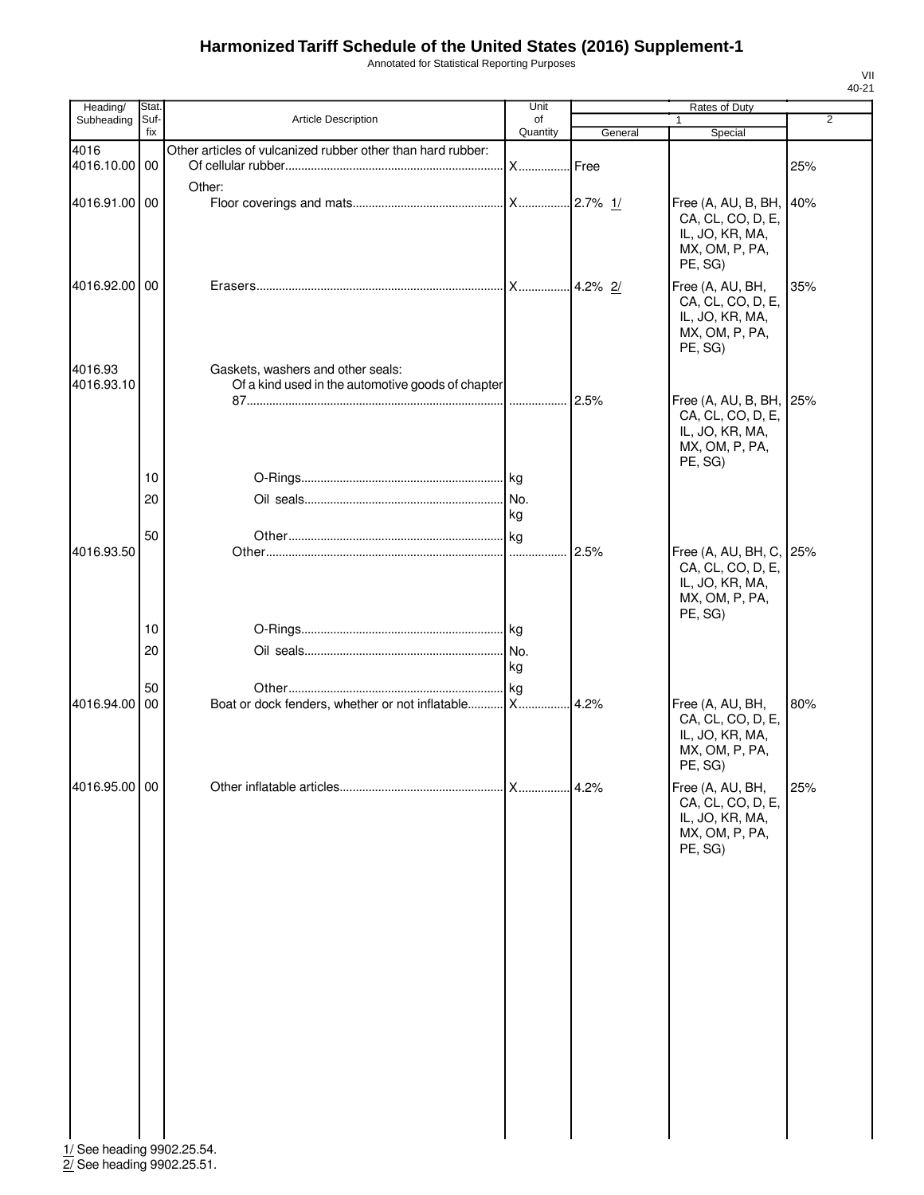# Harmonized Tariff Schedule of the United States (2016) Supplement-1

Annotated for Statistical Reporting Purposes

| Heading/ Subheading | Stat. Suf-fix | Article Description | Unit of Quantity | Rates of Duty 1 General | Rates of Duty 1 Special | Rates of Duty 2 |
|---|---|---|---|---|---|---|
| 4016 | | Other articles of vulcanized rubber other than hard rubber: | | | | |
| 4016.10.00 | 00 | Of cellular rubber | X | Free | | 25% |
| | | Other: | | | | |
| 4016.91.00 | 00 | Floor coverings and mats | X | 2.7% 1/ | Free (A, AU, B, BH, CA, CL, CO, D, E, IL, JO, KR, MA, MX, OM, P, PA, PE, SG) | 40% |
| 4016.92.00 | 00 | Erasers | X | 4.2% 2/ | Free (A, AU, BH, CA, CL, CO, D, E, IL, JO, KR, MA, MX, OM, P, PA, PE, SG) | 35% |
| 4016.93 | | Gaskets, washers and other seals: | | | | |
| 4016.93.10 | | Of a kind used in the automotive goods of chapter 87 | | 2.5% | Free (A, AU, B, BH, CA, CL, CO, D, E, IL, JO, KR, MA, MX, OM, P, PA, PE, SG) | 25% |
| | 10 | O-Rings | kg | | | |
| | 20 | Oil seals | No. kg | | | |
| | 50 | Other | kg | | | |
| 4016.93.50 | | Other | | 2.5% | Free (A, AU, BH, C, CA, CL, CO, D, E, IL, JO, KR, MA, MX, OM, P, PA, PE, SG) | 25% |
| | 10 | O-Rings | kg | | | |
| | 20 | Oil seals | No. kg | | | |
| | 50 | Other | kg | | | |
| 4016.94.00 | 00 | Boat or dock fenders, whether or not inflatable | X | 4.2% | Free (A, AU, BH, CA, CL, CO, D, E, IL, JO, KR, MA, MX, OM, P, PA, PE, SG) | 80% |
| 4016.95.00 | 00 | Other inflatable articles | X | 4.2% | Free (A, AU, BH, CA, CL, CO, D, E, IL, JO, KR, MA, MX, OM, P, PA, PE, SG) | 25% |

1/ See heading 9902.25.54.
2/ See heading 9902.25.51.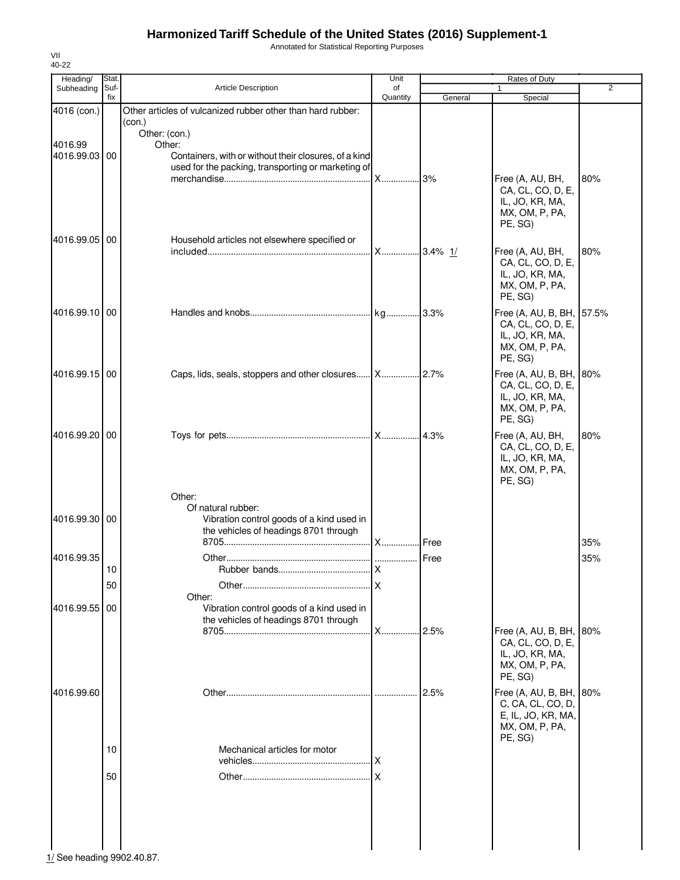# Harmonized Tariff Schedule of the United States (2016) Supplement-1

Annotated for Statistical Reporting Purposes

VII
40-22

| Heading/ Subheading | Stat. Suf- fix | Article Description | Unit of Quantity | Rates of Duty 1 General | Special | 2 |
|---|---|---|---|---|---|---|
| 4016 (con.) | | Other articles of vulcanized rubber other than hard rubber: (con.) | | | | |
| | | Other: (con.) | | | | |
| 4016.99 | | Other: | | | | |
| 4016.99.03 | 00 | Containers, with or without their closures, of a kind used for the packing, transporting or marketing of merchandise | X | 3% | Free (A, AU, BH, CA, CL, CO, D, E, IL, JO, KR, MA, MX, OM, P, PA, PE, SG) | 80% |
| 4016.99.05 | 00 | Household articles not elsewhere specified or included | X | 3.4% 1/ | Free (A, AU, BH, CA, CL, CO, D, E, IL, JO, KR, MA, MX, OM, P, PA, PE, SG) | 80% |
| 4016.99.10 | 00 | Handles and knobs | kg | 3.3% | Free (A, AU, B, BH, CA, CL, CO, D, E, IL, JO, KR, MA, MX, OM, P, PA, PE, SG) | 57.5% |
| 4016.99.15 | 00 | Caps, lids, seals, stoppers and other closures | X | 2.7% | Free (A, AU, B, BH, CA, CL, CO, D, E, IL, JO, KR, MA, MX, OM, P, PA, PE, SG) | 80% |
| 4016.99.20 | 00 | Toys for pets | X | 4.3% | Free (A, AU, BH, CA, CL, CO, D, E, IL, JO, KR, MA, MX, OM, P, PA, PE, SG) | 80% |
| | | Other: | | | | |
| | | Of natural rubber: | | | | |
| 4016.99.30 | 00 | Vibration control goods of a kind used in the vehicles of headings 8701 through 8705 | X | Free | | 35% |
| 4016.99.35 | | Other | | Free | | 35% |
| | 10 | Rubber bands | X | | | |
| | 50 | Other | X | | | |
| | | Other: | | | | |
| 4016.99.55 | 00 | Vibration control goods of a kind used in the vehicles of headings 8701 through 8705 | X | 2.5% | Free (A, AU, B, BH, CA, CL, CO, D, E, IL, JO, KR, MA, MX, OM, P, PA, PE, SG) | 80% |
| 4016.99.60 | | Other | | 2.5% | Free (A, AU, B, BH, C, CA, CL, CO, D, E, IL, JO, KR, MA, MX, OM, P, PA, PE, SG) | 80% |
| | 10 | Mechanical articles for motor vehicles | X | | | |
| | 50 | Other | X | | | |

1/ See heading 9902.40.87.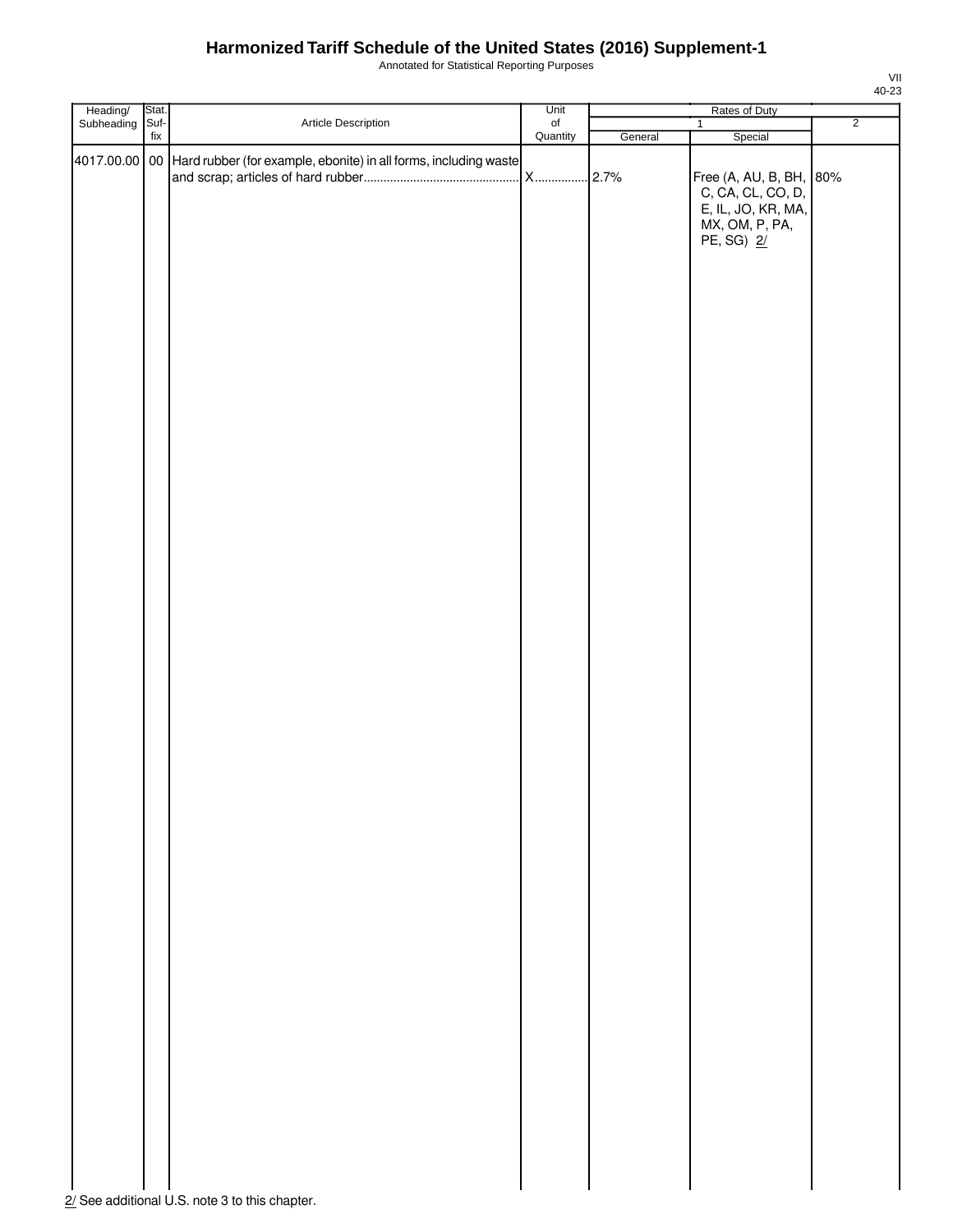# Harmonized Tariff Schedule of the United States (2016) Supplement-1

Annotated for Statistical Reporting Purposes

| Heading/ Subheading | Stat. Suf-fix | Article Description | Unit of Quantity | Rates of Duty 1 General | Special | 2 |
|---|---|---|---|---|---|---|
| 4017.00.00 | 00 | Hard rubber (for example, ebonite) in all forms, including waste and scrap; articles of hard rubber | X | 2.7% | Free (A, AU, B, BH, C, CA, CL, CO, D, E, IL, JO, KR, MA, MX, OM, P, PA, PE, SG) 2/ | 80% |

2/ See additional U.S. note 3 to this chapter.